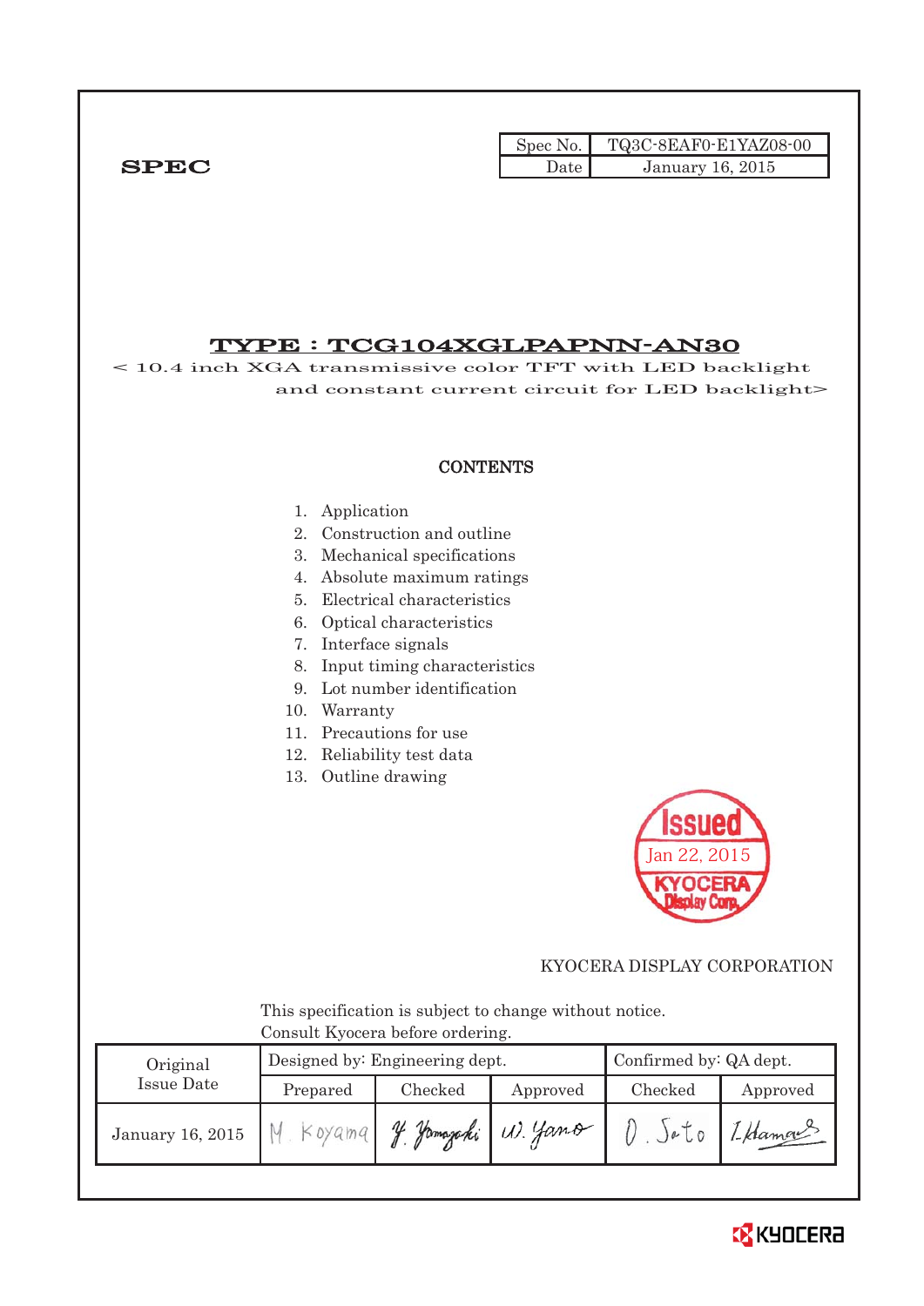**SPEC**

| Spec No. | TQ3C-8EAF0-E1YAZ08-00 |
|---|---|
| Date | January 16, 2015 |

# TYPE : TCG104XGLPAPNN-AN30

< 10.4 inch XGA transmissive color TFT with LED backlight and constant current circuit for LED backlight>

## CONTENTS

1. Application
2. Construction and outline
3. Mechanical specifications
4. Absolute maximum ratings
5. Electrical characteristics
6. Optical characteristics
7. Interface signals
8. Input timing characteristics
9. Lot number identification
10. Warranty
11. Precautions for use
12. Reliability test data
13. Outline drawing

Issued
Jan 22, 2015
KYOCERA Display Corp.

KYOCERA DISPLAY CORPORATION

This specification is subject to change without notice.
Consult Kyocera before ordering.

| Original Issue Date | Designed by: Engineering dept. | | | Confirmed by: QA dept. | |
|---|---|---|---|---|---|
| | Prepared | Checked | Approved | Checked | Approved |
| January 16, 2015 | M. Koyama | Y. Yamazaki | W. Yano | O. Sato | I. Hamada |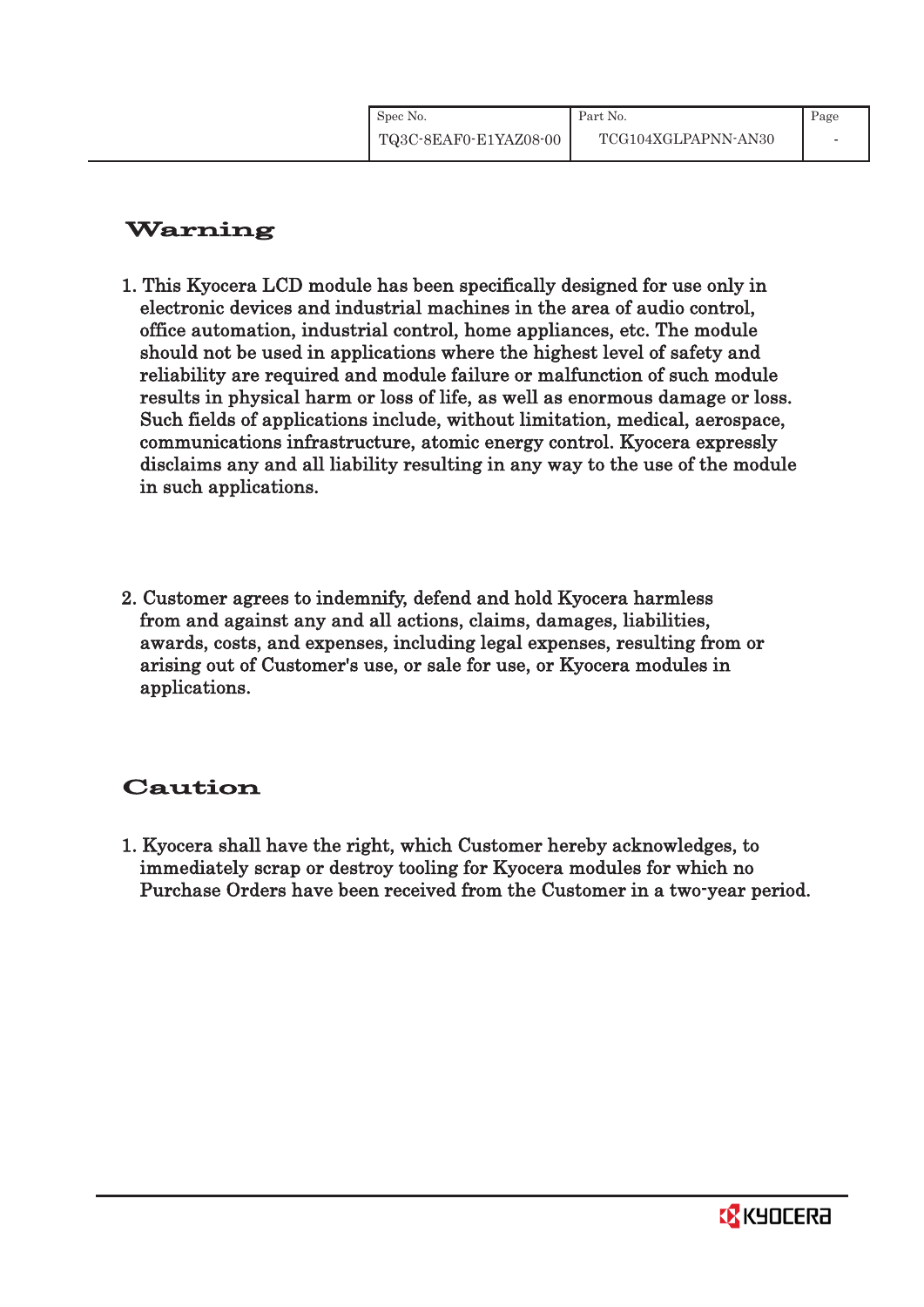## Warning

1. This Kyocera LCD module has been specifically designed for use only in electronic devices and industrial machines in the area of audio control, office automation, industrial control, home appliances, etc. The module should not be used in applications where the highest level of safety and reliability are required and module failure or malfunction of such module results in physical harm or loss of life, as well as enormous damage or loss. Such fields of applications include, without limitation, medical, aerospace, communications infrastructure, atomic energy control. Kyocera expressly disclaims any and all liability resulting in any way to the use of the module in such applications.

2. Customer agrees to indemnify, defend and hold Kyocera harmless from and against any and all actions, claims, damages, liabilities, awards, costs, and expenses, including legal expenses, resulting from or arising out of Customer's use, or sale for use, or Kyocera modules in applications.

## Caution

1. Kyocera shall have the right, which Customer hereby acknowledges, to immediately scrap or destroy tooling for Kyocera modules for which no Purchase Orders have been received from the Customer in a two-year period.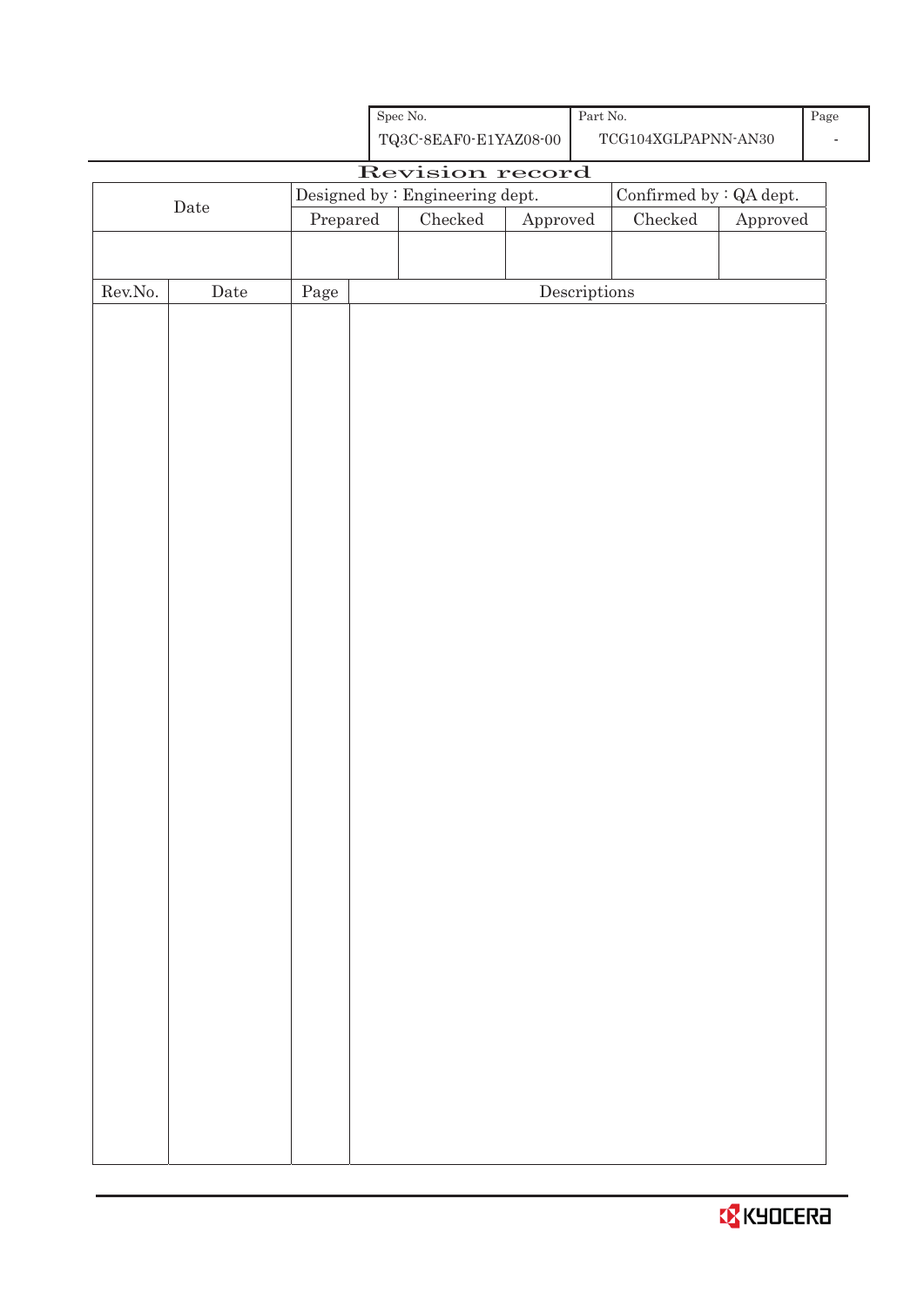# Revision record

| Date | Designed by : Engineering dept. | | | Confirmed by : QA dept. | |
|---|---|---|---|---|---|
| | Prepared | Checked | Approved | Checked | Approved |
| | | | | | |

| Rev.No. | Date | Page | Descriptions |
|---|---|---|---|
| | | | |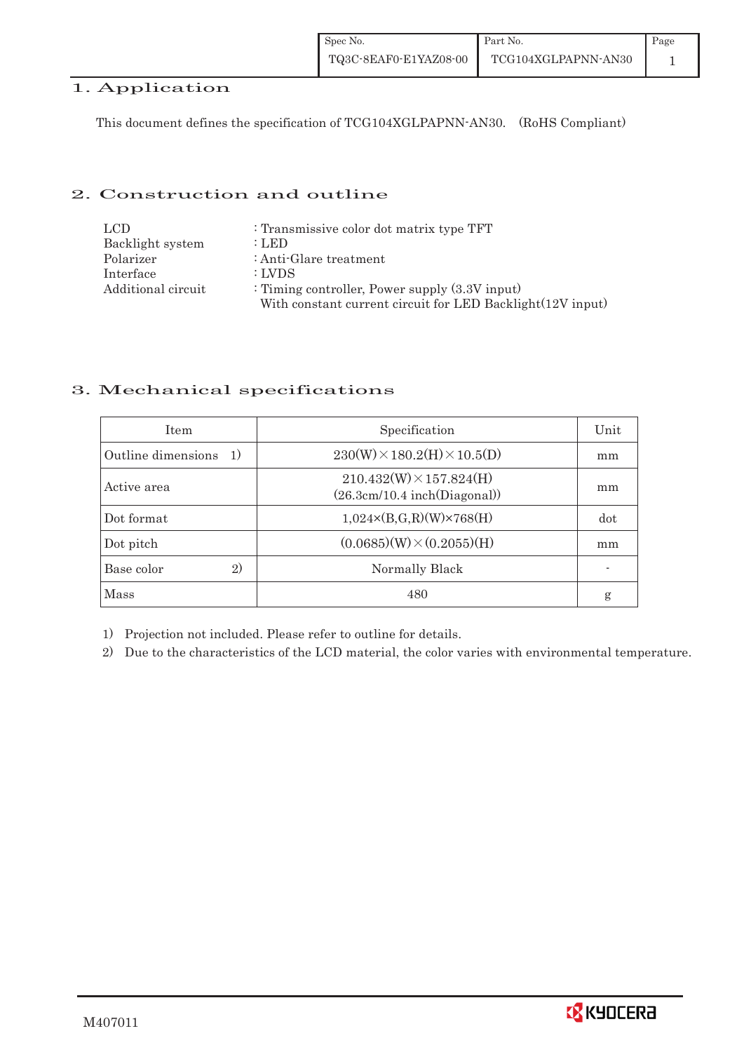## 1. Application

This document defines the specification of TCG104XGLPAPNN-AN30. (RoHS Compliant)

## 2. Construction and outline

| | |
|---|---|
| LCD | : Transmissive color dot matrix type TFT |
| Backlight system | : LED |
| Polarizer | : Anti-Glare treatment |
| Interface | : LVDS |
| Additional circuit | : Timing controller, Power supply (3.3V input)<br>With constant current circuit for LED Backlight(12V input) |

## 3. Mechanical specifications

| Item | Specification | Unit |
|---|---|---|
| Outline dimensions 1) | 230(W)×180.2(H)×10.5(D) | mm |
| Active area | 210.432(W)×157.824(H)<br>(26.3cm/10.4 inch(Diagonal)) | mm |
| Dot format | 1,024×(B,G,R)(W)×768(H) | dot |
| Dot pitch | (0.0685)(W)×(0.2055)(H) | mm |
| Base color 2) | Normally Black | - |
| Mass | 480 | g |

1) Projection not included. Please refer to outline for details.

2) Due to the characteristics of the LCD material, the color varies with environmental temperature.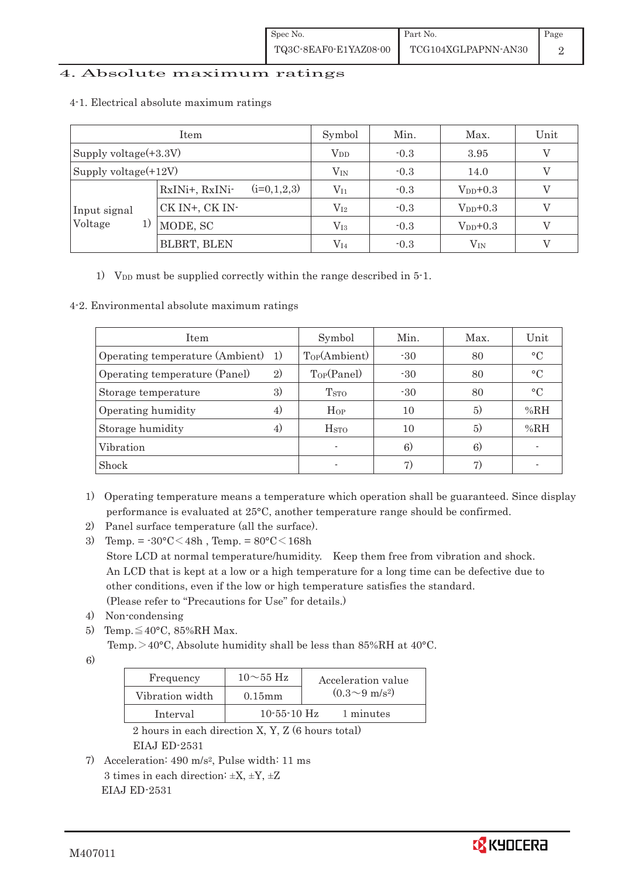## 4. Absolute maximum ratings

### 4-1. Electrical absolute maximum ratings

| Item | | Symbol | Min. | Max. | Unit |
|---|---|---|---|---|---|
| Supply voltage(+3.3V) | | $V_{DD}$ | -0.3 | 3.95 | V |
| Supply voltage(+12V) | | $V_{IN}$ | -0.3 | 14.0 | V |
| Input signal Voltage 1) | RxINi+, RxINi- (i=0,1,2,3) | $V_{I1}$ | -0.3 | $V_{DD}$+0.3 | V |
| | CK IN+, CK IN- | $V_{I2}$ | -0.3 | $V_{DD}$+0.3 | V |
| | MODE, SC | $V_{I3}$ | -0.3 | $V_{DD}$+0.3 | V |
| | BLBRT, BLEN | $V_{I4}$ | -0.3 | $V_{IN}$ | V |

1) $V_{DD}$ must be supplied correctly within the range described in 5-1.

### 4-2. Environmental absolute maximum ratings

| Item | Symbol | Min. | Max. | Unit |
|---|---|---|---|---|
| Operating temperature (Ambient) 1) | $T_{OP}$(Ambient) | -30 | 80 | °C |
| Operating temperature (Panel) 2) | $T_{OP}$(Panel) | -30 | 80 | °C |
| Storage temperature 3) | $T_{STO}$ | -30 | 80 | °C |
| Operating humidity 4) | $H_{OP}$ | 10 | 5) | %RH |
| Storage humidity 4) | $H_{STO}$ | 10 | 5) | %RH |
| Vibration | - | 6) | 6) | - |
| Shock | - | 7) | 7) | - |

1) Operating temperature means a temperature which operation shall be guaranteed. Since display performance is evaluated at 25°C, another temperature range should be confirmed.

2) Panel surface temperature (all the surface).

3) Temp. = -30°C < 48h , Temp. = 80°C < 168h
   Store LCD at normal temperature/humidity. Keep them free from vibration and shock.
   An LCD that is kept at a low or a high temperature for a long time can be defective due to other conditions, even if the low or high temperature satisfies the standard.
   (Please refer to "Precautions for Use" for details.)

4) Non-condensing

5) Temp. ≦ 40°C, 85%RH Max.
   Temp. > 40°C, Absolute humidity shall be less than 85%RH at 40°C.

6)

| Frequency | 10～55 Hz | Acceleration value ($0.3～9\ m/s^2$) |
|---|---|---|
| Vibration width | 0.15mm | |
| Interval | 10-55-10 Hz 1 minutes | |

   2 hours in each direction X, Y, Z (6 hours total)
   EIAJ ED-2531

7) Acceleration: $490\ m/s^2$, Pulse width: 11 ms
   3 times in each direction: ±X, ±Y, ±Z
   EIAJ ED-2531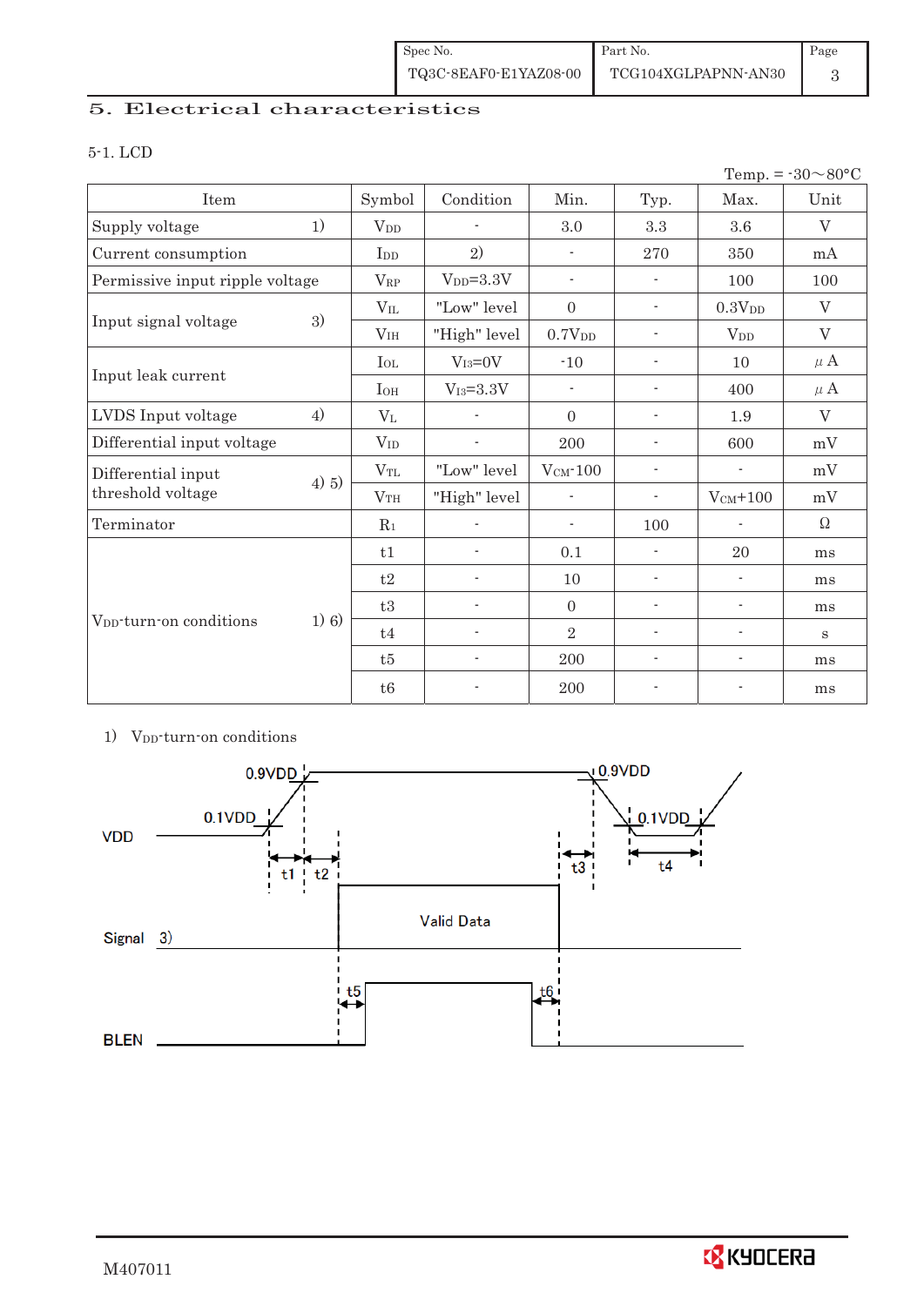## 5. Electrical characteristics

### 5-1. LCD

Temp. = -30～80°C

| Item | | Symbol | Condition | Min. | Typ. | Max. | Unit |
|---|---|---|---|---|---|---|---|
| Supply voltage | 1) | $V_{DD}$ | - | 3.0 | 3.3 | 3.6 | V |
| Current consumption | | $I_{DD}$ | 2) | - | 270 | 350 | mA |
| Permissive input ripple voltage | | $V_{RP}$ | $V_{DD}$=3.3V | - | - | 100 | 100 |
| Input signal voltage | 3) | $V_{IL}$ | "Low" level | 0 | - | $0.3V_{DD}$ | V |
| | | $V_{IH}$ | "High" level | $0.7V_{DD}$ | - | $V_{DD}$ | V |
| Input leak current | | $I_{OL}$ | $V_{I3}$=0V | -10 | - | 10 | μA |
| | | $I_{OH}$ | $V_{I3}$=3.3V | - | - | 400 | μA |
| LVDS Input voltage | 4) | $V_L$ | - | 0 | - | 1.9 | V |
| Differential input voltage | | $V_{ID}$ | - | 200 | - | 600 | mV |
| Differential input threshold voltage | 4) 5) | $V_{TL}$ | "Low" level | $V_{CM}$-100 | - | - | mV |
| | | $V_{TH}$ | "High" level | - | - | $V_{CM}$+100 | mV |
| Terminator | | $R_1$ | - | - | 100 | - | Ω |
| $V_{DD}$-turn-on conditions | 1) 6) | t1 | - | 0.1 | - | 20 | ms |
| | | t2 | - | 10 | - | - | ms |
| | | t3 | - | 0 | - | - | ms |
| | | t4 | - | 2 | - | - | s |
| | | t5 | - | 200 | - | - | ms |
| | | t6 | - | 200 | - | - | ms |

1) $V_{DD}$-turn-on conditions

VDD: 0.1VDD, 0.9VDD, t1, t2, t3, t4
Signal 3): Valid Data
BLEN: t5, t6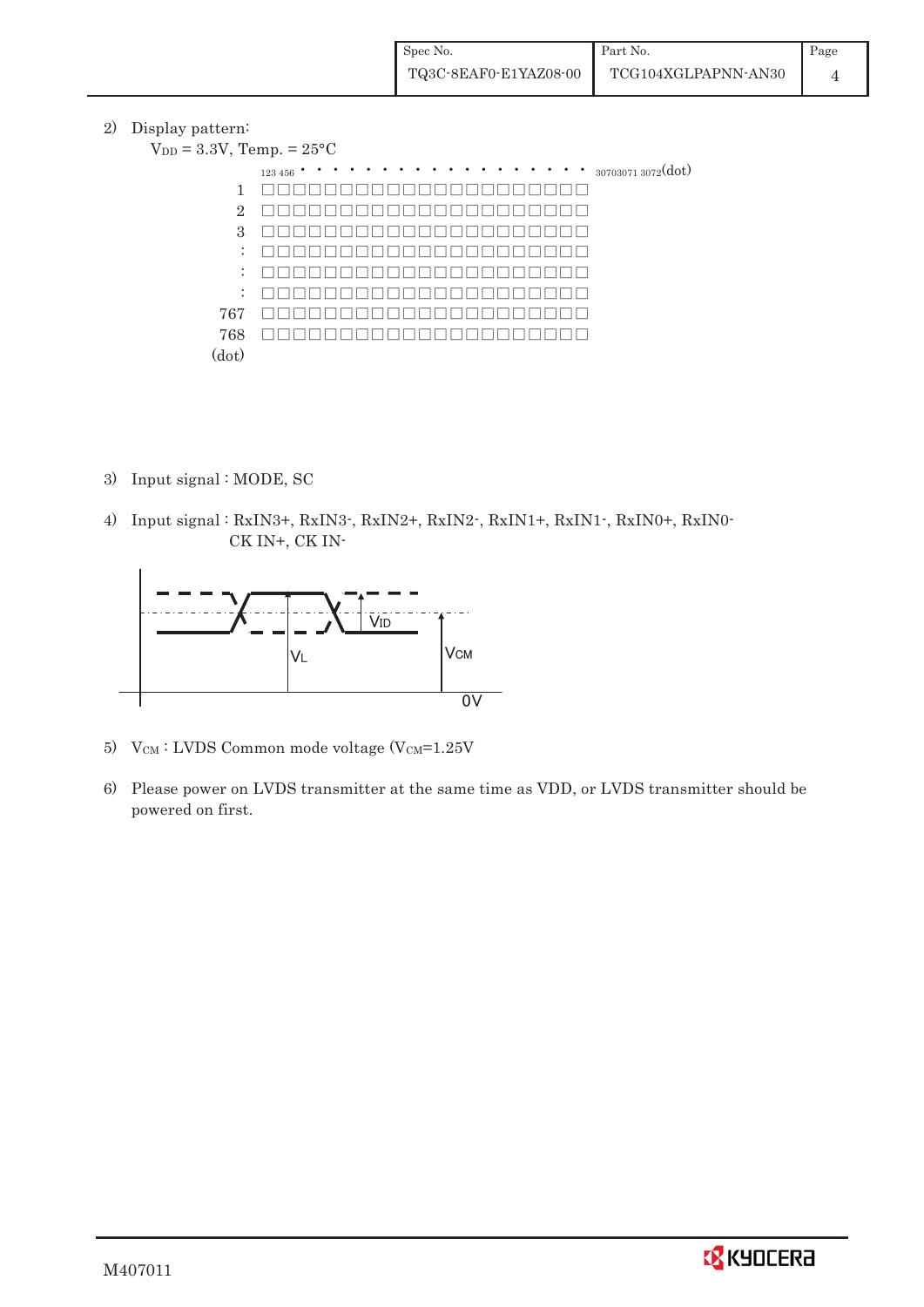2) Display pattern:

$V_{DD}$ = 3.3V, Temp. = 25°C

```
       1 2 3 4 5 6 • • • • • • • • • • • • • • • • • • 3070 3071 3072 (dot)
  1    □□□□□□□□□□□□□□□□□□□□□
  2    □□□□□□□□□□□□□□□□□□□□□
  3    □□□□□□□□□□□□□□□□□□□□□
  :    □□□□□□□□□□□□□□□□□□□□□
  :    □□□□□□□□□□□□□□□□□□□□□
  :    □□□□□□□□□□□□□□□□□□□□□
767    □□□□□□□□□□□□□□□□□□□□□
768    □□□□□□□□□□□□□□□□□□□□□
(dot)
```

3) Input signal : MODE, SC

4) Input signal : RxIN3+, RxIN3-, RxIN2+, RxIN2-, RxIN1+, RxIN1-, RxIN0+, RxIN0-
CK IN+, CK IN-

$V_L$ $V_{ID}$ $V_{CM}$ 0V

5) $V_{CM}$ : LVDS Common mode voltage ($V_{CM}$=1.25V

6) Please power on LVDS transmitter at the same time as VDD, or LVDS transmitter should be powered on first.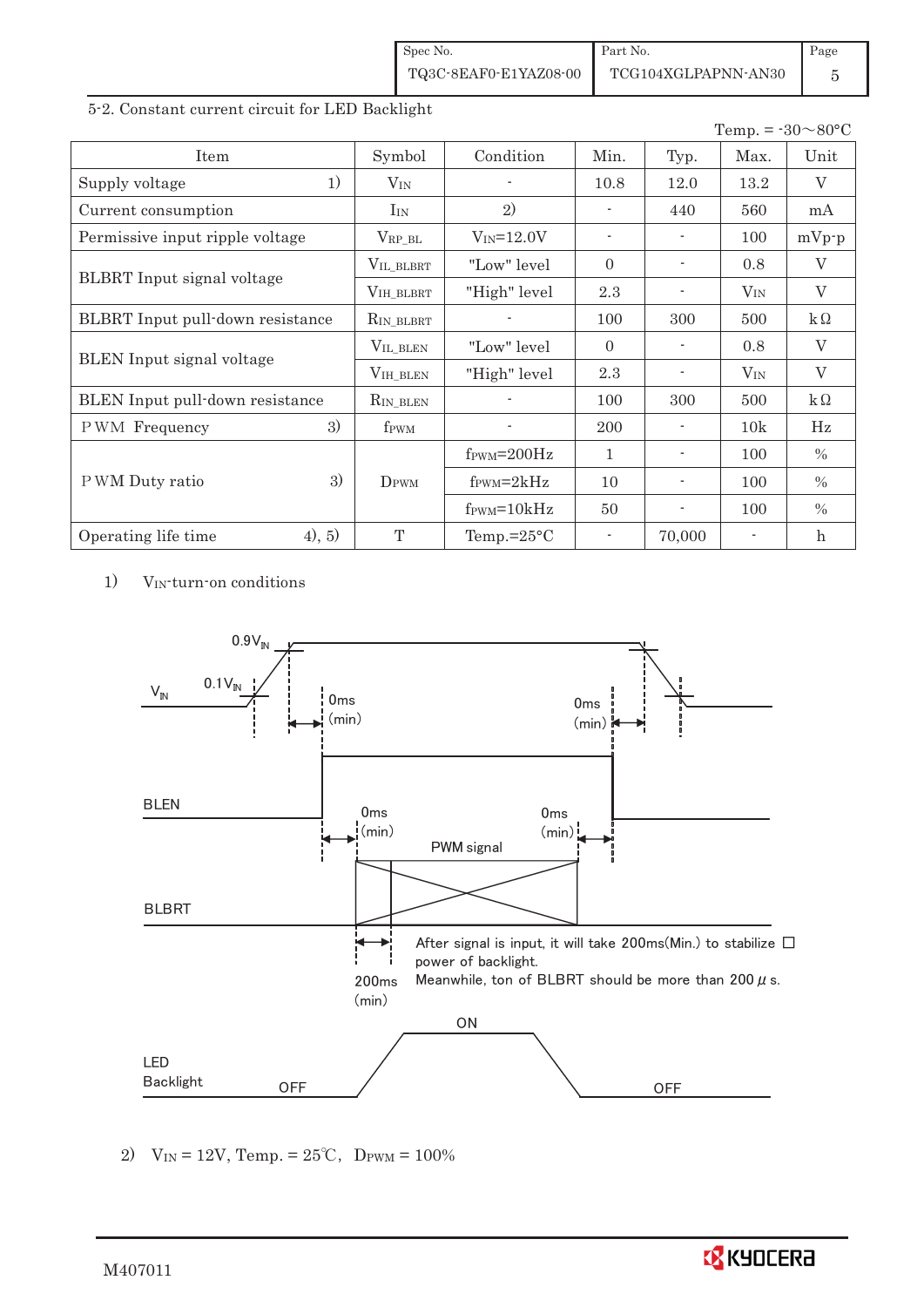## 5-2. Constant current circuit for LED Backlight

Temp. = -30～80°C

| Item | Symbol | Condition | Min. | Typ. | Max. | Unit |
|---|---|---|---|---|---|---|
| Supply voltage 1) | $V_{IN}$ | - | 10.8 | 12.0 | 13.2 | V |
| Current consumption | $I_{IN}$ | 2) | - | 440 | 560 | mA |
| Permissive input ripple voltage | $V_{RP\_BL}$ | $V_{IN}$=12.0V | - | - | 100 | mVp-p |
| BLBRT Input signal voltage | $V_{IL\_BLBRT}$ | "Low" level | 0 | - | 0.8 | V |
| | $V_{IH\_BLBRT}$ | "High" level | 2.3 | - | $V_{IN}$ | V |
| BLBRT Input pull-down resistance | $R_{IN\_BLBRT}$ | - | 100 | 300 | 500 | kΩ |
| BLEN Input signal voltage | $V_{IL\_BLEN}$ | "Low" level | 0 | - | 0.8 | V |
| | $V_{IH\_BLEN}$ | "High" level | 2.3 | - | $V_{IN}$ | V |
| BLEN Input pull-down resistance | $R_{IN\_BLEN}$ | - | 100 | 300 | 500 | kΩ |
| PWM Frequency 3) | $f_{PWM}$ | - | 200 | - | 10k | Hz |
| PWM Duty ratio 3) | $D_{PWM}$ | $f_{PWM}$=200Hz | 1 | - | 100 | % |
| | | $f_{PWM}$=2kHz | 10 | - | 100 | % |
| | | $f_{PWM}$=10kHz | 50 | - | 100 | % |
| Operating life time 4), 5) | T | Temp.=25°C | - | 70,000 | - | h |

1) $V_{IN}$-turn-on conditions

$V_{IN}$: 0.1$V_{IN}$, 0.9$V_{IN}$; 0ms (min); 0ms (min)

BLEN: 0ms (min); 0ms (min)

BLBRT: PWM signal; 200ms (min)

After signal is input, it will take 200ms(Min.) to stabilize power of backlight.
Meanwhile, ton of BLBRT should be more than 200 μs.

LED Backlight: OFF, ON, OFF

2) $V_{IN}$ = 12V, Temp. = 25℃, $D_{PWM}$ = 100%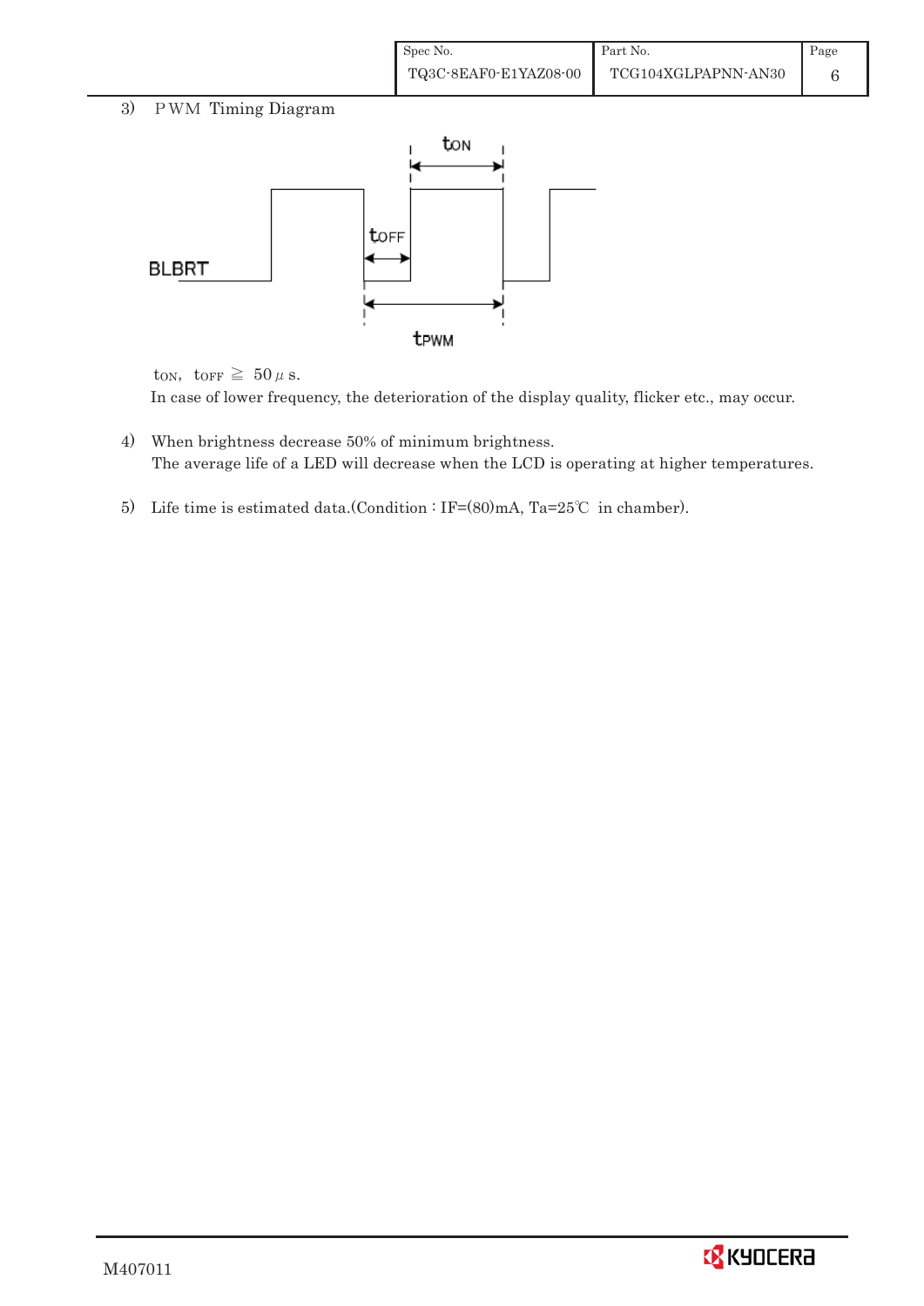3) PWM Timing Diagram

$t_{ON}$, $t_{OFF}$ ≧ 50 μs.

In case of lower frequency, the deterioration of the display quality, flicker etc., may occur.

4) When brightness decrease 50% of minimum brightness.
The average life of a LED will decrease when the LCD is operating at higher temperatures.

5) Life time is estimated data.(Condition : IF=(80)mA, Ta=25℃ in chamber).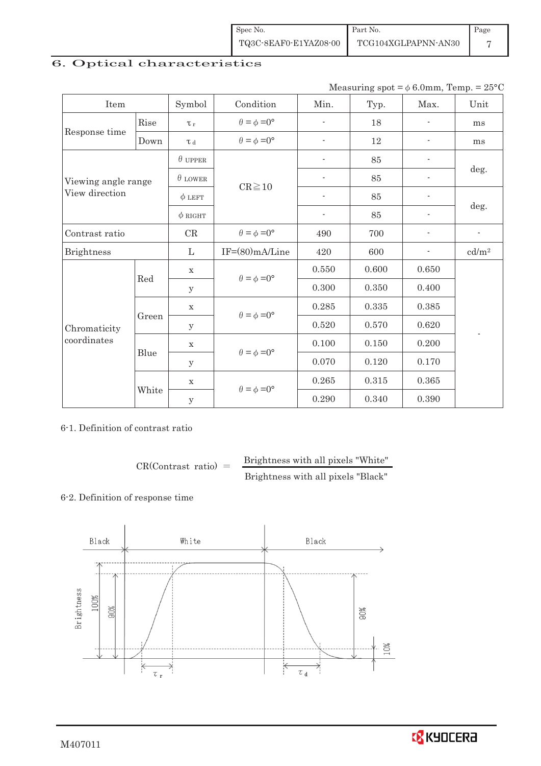## 6. Optical characteristics

Measuring spot = φ 6.0mm, Temp. = 25°C

| Item | | Symbol | Condition | Min. | Typ. | Max. | Unit |
|---|---|---|---|---|---|---|---|
| Response time | Rise | $\tau_r$ | $\theta=\phi=0°$ | - | 18 | - | ms |
| | Down | $\tau_d$ | $\theta=\phi=0°$ | - | 12 | - | ms |
| Viewing angle range View direction | | $\theta$ UPPER | CR≧10 | - | 85 | - | deg. |
| | | $\theta$ LOWER | | - | 85 | - | |
| | | $\phi$ LEFT | | - | 85 | - | deg. |
| | | $\phi$ RIGHT | | - | 85 | - | |
| Contrast ratio | | CR | $\theta=\phi=0°$ | 490 | 700 | - | - |
| Brightness | | L | IF=(80)mA/Line | 420 | 600 | - | cd/m² |
| Chromaticity coordinates | Red | x | $\theta=\phi=0°$ | 0.550 | 0.600 | 0.650 | - |
| | | y | | 0.300 | 0.350 | 0.400 | |
| | Green | x | $\theta=\phi=0°$ | 0.285 | 0.335 | 0.385 | |
| | | y | | 0.520 | 0.570 | 0.620 | |
| | Blue | x | $\theta=\phi=0°$ | 0.100 | 0.150 | 0.200 | |
| | | y | | 0.070 | 0.120 | 0.170 | |
| | White | x | $\theta=\phi=0°$ | 0.265 | 0.315 | 0.365 | |
| | | y | | 0.290 | 0.340 | 0.390 | |

6-1. Definition of contrast ratio

$$\text{CR(Contrast ratio)} = \frac{\text{Brightness with all pixels "White"}}{\text{Brightness with all pixels "Black"}}$$

6-2. Definition of response time

Black White Black

Brightness 100% 90% 90% 10%

$\tau_r$ $\tau_d$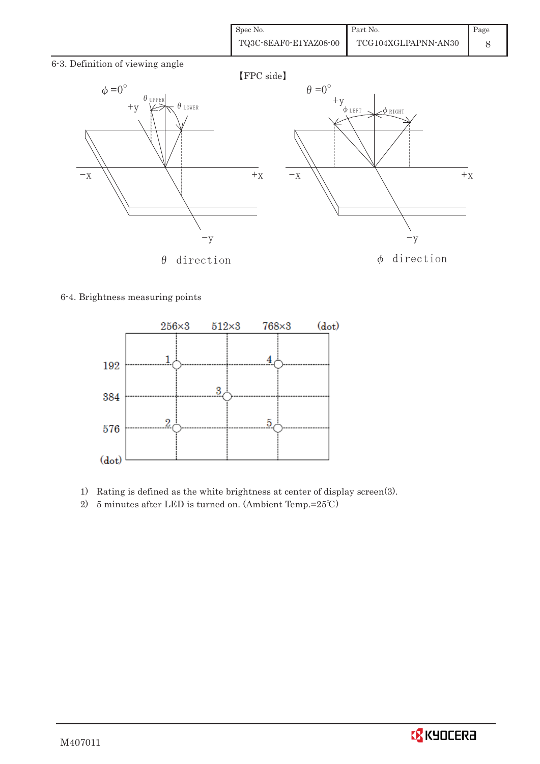### 6-3. Definition of viewing angle

【FPC side】

$\phi = 0°$ / $\theta_{UPPER}$ / $\theta_{LOWER}$ / +y / −x / +x / −y

$\theta$ direction

$\theta = 0°$ / $\phi_{LEFT}$ / $\phi_{RIGHT}$ / +y / −x / +x / −y

$\phi$ direction

### 6-4. Brightness measuring points

| (dot) | 256×3 | 512×3 | 768×3 |
|---|---|---|---|
| 192 | 1 | | 4 |
| 384 | | 3 | |
| 576 | 2 | | 5 |

1) Rating is defined as the white brightness at center of display screen(3).
2) 5 minutes after LED is turned on. (Ambient Temp.=25℃)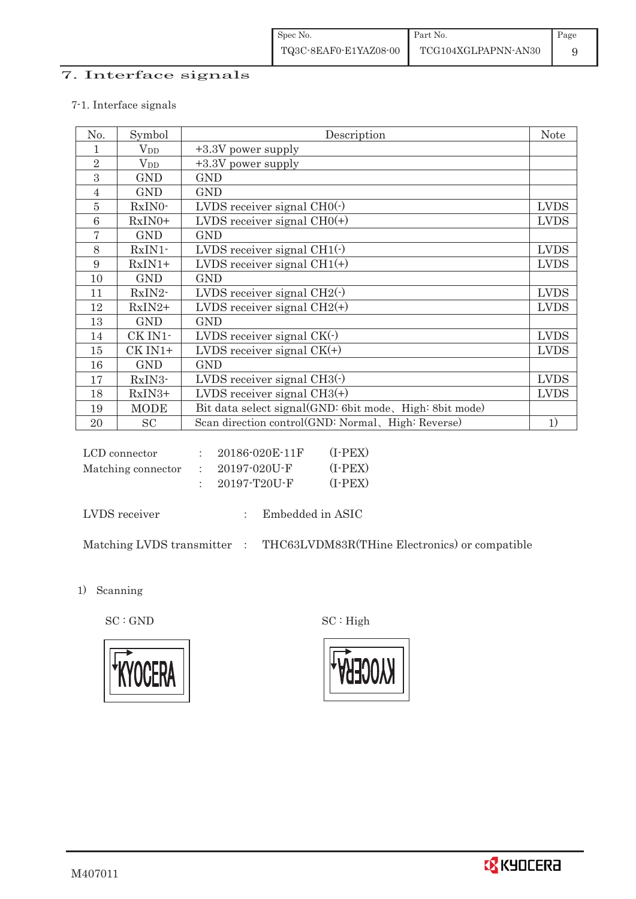# 7. Interface signals

## 7-1. Interface signals

| No. | Symbol | Description | Note |
|---|---|---|---|
| 1 | $V_{DD}$ | +3.3V power supply | |
| 2 | $V_{DD}$ | +3.3V power supply | |
| 3 | GND | GND | |
| 4 | GND | GND | |
| 5 | RxIN0- | LVDS receiver signal CH0(-) | LVDS |
| 6 | RxIN0+ | LVDS receiver signal CH0(+) | LVDS |
| 7 | GND | GND | |
| 8 | RxIN1- | LVDS receiver signal CH1(-) | LVDS |
| 9 | RxIN1+ | LVDS receiver signal CH1(+) | LVDS |
| 10 | GND | GND | |
| 11 | RxIN2- | LVDS receiver signal CH2(-) | LVDS |
| 12 | RxIN2+ | LVDS receiver signal CH2(+) | LVDS |
| 13 | GND | GND | |
| 14 | CK IN1- | LVDS receiver signal CK(-) | LVDS |
| 15 | CK IN1+ | LVDS receiver signal CK(+) | LVDS |
| 16 | GND | GND | |
| 17 | RxIN3- | LVDS receiver signal CH3(-) | LVDS |
| 18 | RxIN3+ | LVDS receiver signal CH3(+) | LVDS |
| 19 | MODE | Bit data select signal(GND: 6bit mode、High: 8bit mode) | |
| 20 | SC | Scan direction control(GND: Normal、High: Reverse) | 1) |

LCD connector : 20186-020E-11F (I-PEX)
Matching connector : 20197-020U-F (I-PEX)
: 20197-T20U-F (I-PEX)

LVDS receiver : Embedded in ASIC

Matching LVDS transmitter : THC63LVDM83R(THine Electronics) or compatible

1) Scanning

SC : GND

SC : High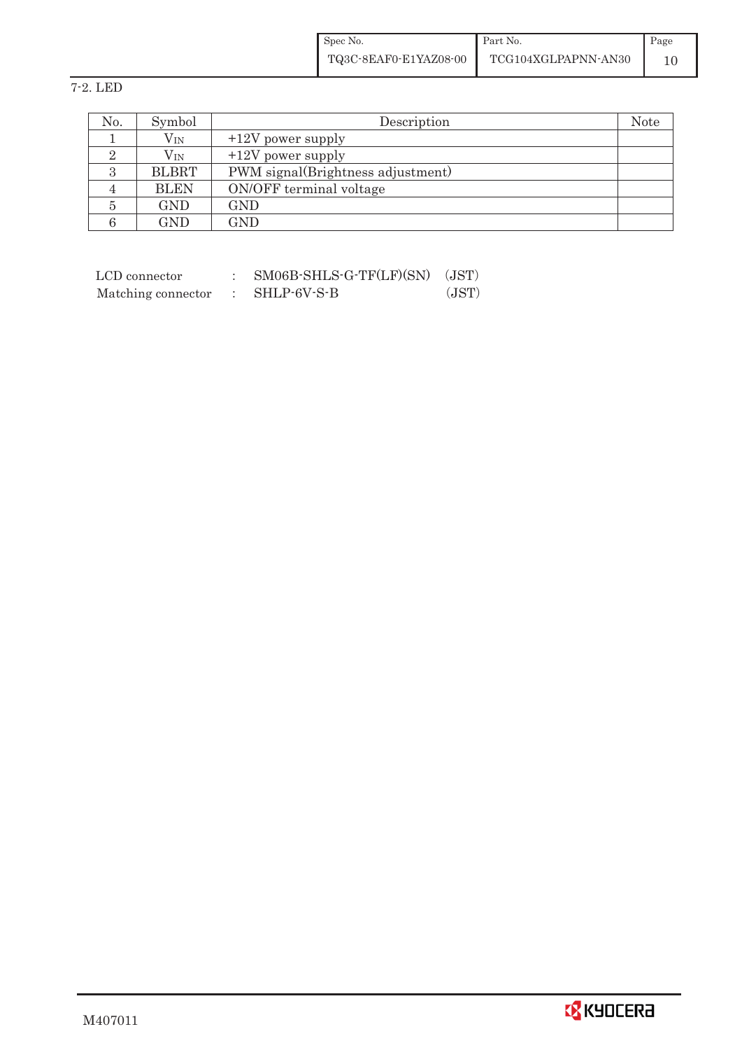7-2. LED

| No. | Symbol | Description | Note |
|---|---|---|---|
| 1 | $V_{IN}$ | +12V power supply | |
| 2 | $V_{IN}$ | +12V power supply | |
| 3 | BLBRT | PWM signal(Brightness adjustment) | |
| 4 | BLEN | ON/OFF terminal voltage | |
| 5 | GND | GND | |
| 6 | GND | GND | |

LCD connector : SM06B-SHLS-G-TF(LF)(SN) (JST)
Matching connector : SHLP-6V-S-B (JST)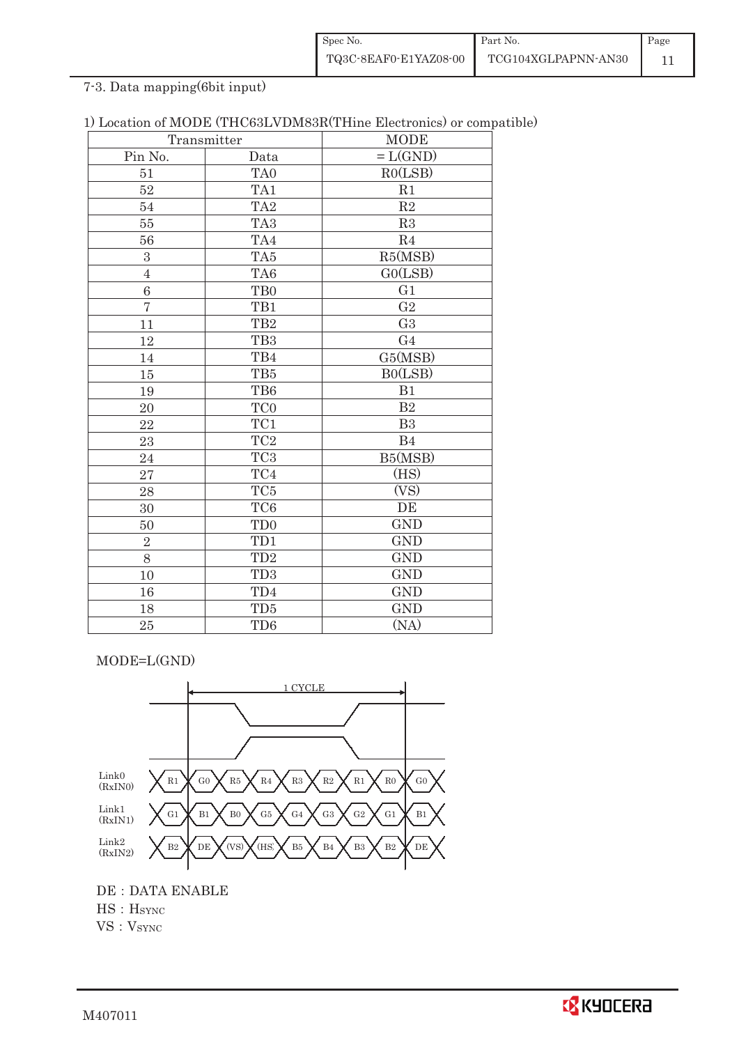7-3. Data mapping(6bit input)

1) Location of MODE (THC63LVDM83R(THine Electronics) or compatible)

| Transmitter | | MODE |
|---|---|---|
| Pin No. | Data | = L(GND) |
| 51 | TA0 | R0(LSB) |
| 52 | TA1 | R1 |
| 54 | TA2 | R2 |
| 55 | TA3 | R3 |
| 56 | TA4 | R4 |
| 3 | TA5 | R5(MSB) |
| 4 | TA6 | G0(LSB) |
| 6 | TB0 | G1 |
| 7 | TB1 | G2 |
| 11 | TB2 | G3 |
| 12 | TB3 | G4 |
| 14 | TB4 | G5(MSB) |
| 15 | TB5 | B0(LSB) |
| 19 | TB6 | B1 |
| 20 | TC0 | B2 |
| 22 | TC1 | B3 |
| 23 | TC2 | B4 |
| 24 | TC3 | B5(MSB) |
| 27 | TC4 | (HS) |
| 28 | TC5 | (VS) |
| 30 | TC6 | DE |
| 50 | TD0 | GND |
| 2 | TD1 | GND |
| 8 | TD2 | GND |
| 10 | TD3 | GND |
| 16 | TD4 | GND |
| 18 | TD5 | GND |
| 25 | TD6 | (NA) |

MODE=L(GND)

1 CYCLE

| | | | | | | | | | |
|---|---|---|---|---|---|---|---|---|---|
| Link0 (RxIN0) | R1 | G0 | R5 | R4 | R3 | R2 | R1 | R0 | G0 |
| Link1 (RxIN1) | G1 | B1 | B0 | G5 | G4 | G3 | G2 | G1 | B1 |
| Link2 (RxIN2) | B2 | DE | (VS) | (HS) | B5 | B4 | B3 | B2 | DE |

DE : DATA ENABLE

HS : HSYNC

VS : VSYNC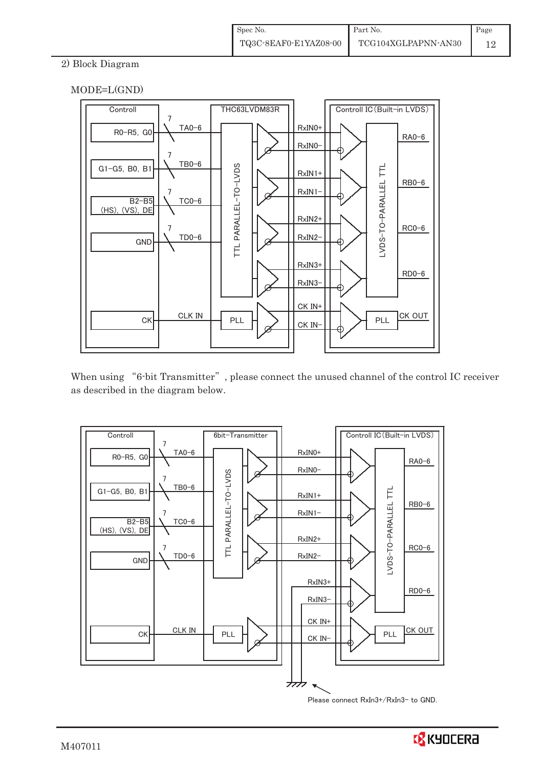2) Block Diagram

MODE=L(GND)

When using "6-bit Transmitter", please connect the unused channel of the control IC receiver as described in the diagram below.

Please connect RxIn3+/RxIn3− to GND.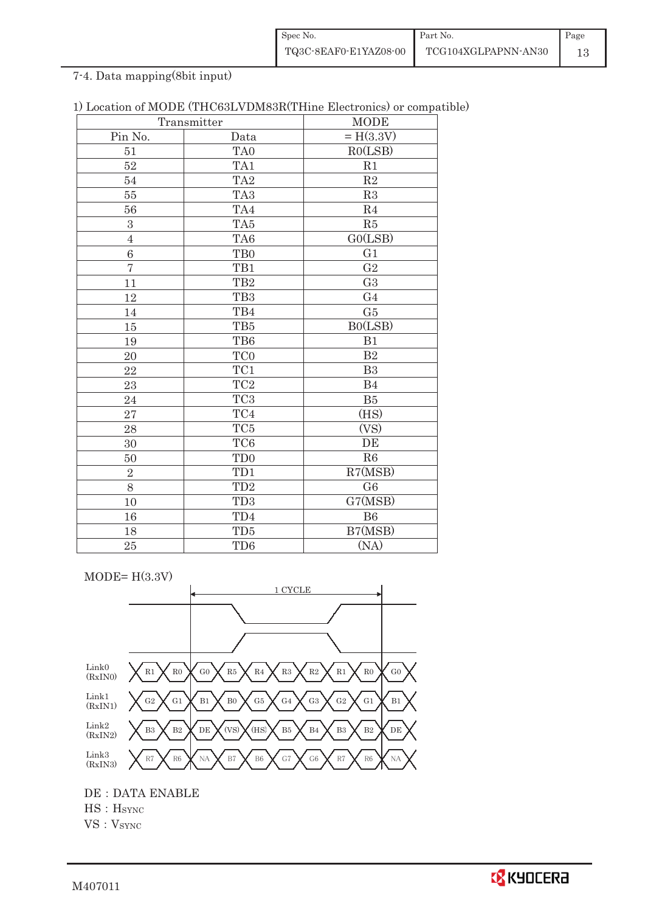7-4. Data mapping(8bit input)

1) Location of MODE (THC63LVDM83R(THine Electronics) or compatible)

| Transmitter | | MODE |
|---|---|---|
| Pin No. | Data | = H(3.3V) |
| 51 | TA0 | R0(LSB) |
| 52 | TA1 | R1 |
| 54 | TA2 | R2 |
| 55 | TA3 | R3 |
| 56 | TA4 | R4 |
| 3 | TA5 | R5 |
| 4 | TA6 | G0(LSB) |
| 6 | TB0 | G1 |
| 7 | TB1 | G2 |
| 11 | TB2 | G3 |
| 12 | TB3 | G4 |
| 14 | TB4 | G5 |
| 15 | TB5 | B0(LSB) |
| 19 | TB6 | B1 |
| 20 | TC0 | B2 |
| 22 | TC1 | B3 |
| 23 | TC2 | B4 |
| 24 | TC3 | B5 |
| 27 | TC4 | (HS) |
| 28 | TC5 | (VS) |
| 30 | TC6 | DE |
| 50 | TD0 | R6 |
| 2 | TD1 | R7(MSB) |
| 8 | TD2 | G6 |
| 10 | TD3 | G7(MSB) |
| 16 | TD4 | B6 |
| 18 | TD5 | B7(MSB) |
| 25 | TD6 | (NA) |

MODE= H(3.3V)

1 CYCLE

| Link | | | | | | | | | | |
|---|---|---|---|---|---|---|---|---|---|---|
| Link0 (RxIN0) | R1 | R0 | G0 | R5 | R4 | R3 | R2 | R1 | R0 | G0 |
| Link1 (RxIN1) | G2 | G1 | B1 | B0 | G5 | G4 | G3 | G2 | G1 | B1 |
| Link2 (RxIN2) | B3 | B2 | DE | (VS) | (HS) | B5 | B4 | B3 | B2 | DE |
| Link3 (RxIN3) | R7 | R6 | NA | B7 | B6 | G7 | G6 | R7 | R6 | NA |

DE : DATA ENABLE  
HS : HSYNC  
VS : VSYNC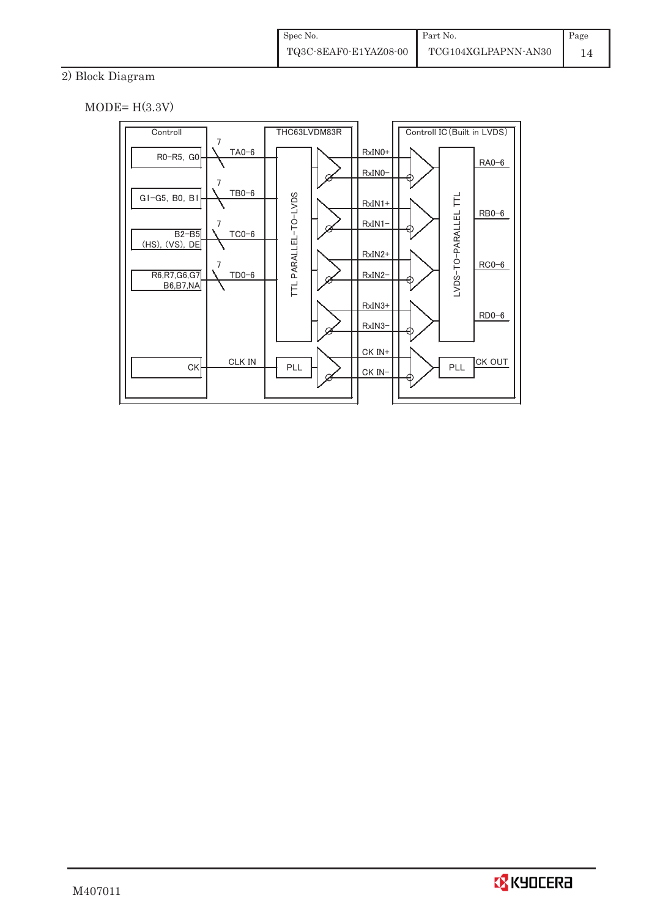## 2) Block Diagram

MODE= H(3.3V)

Controll | THC63LVDM83R | Controll IC (Built in LVDS)

R0−R5, G0 — 7 — TA0−6

G1−G5, B0, B1 — 7 — TB0−6

B2−B5 (HS), (VS), DE — 7 — TC0−6

R6,R7,G6,G7 B6,B7,NA — 7 — TD0−6

CK — CLK IN — PLL

TTL PARALLEL−TO−LVDS

RxIN0+, RxIN0−, RxIN1+, RxIN1−, RxIN2+, RxIN2−, RxIN3+, RxIN3−, CK IN+, CK IN−

LVDS−TO−PARALLEL TTL

RA0−6, RB0−6, RC0−6, RD0−6

PLL — CK OUT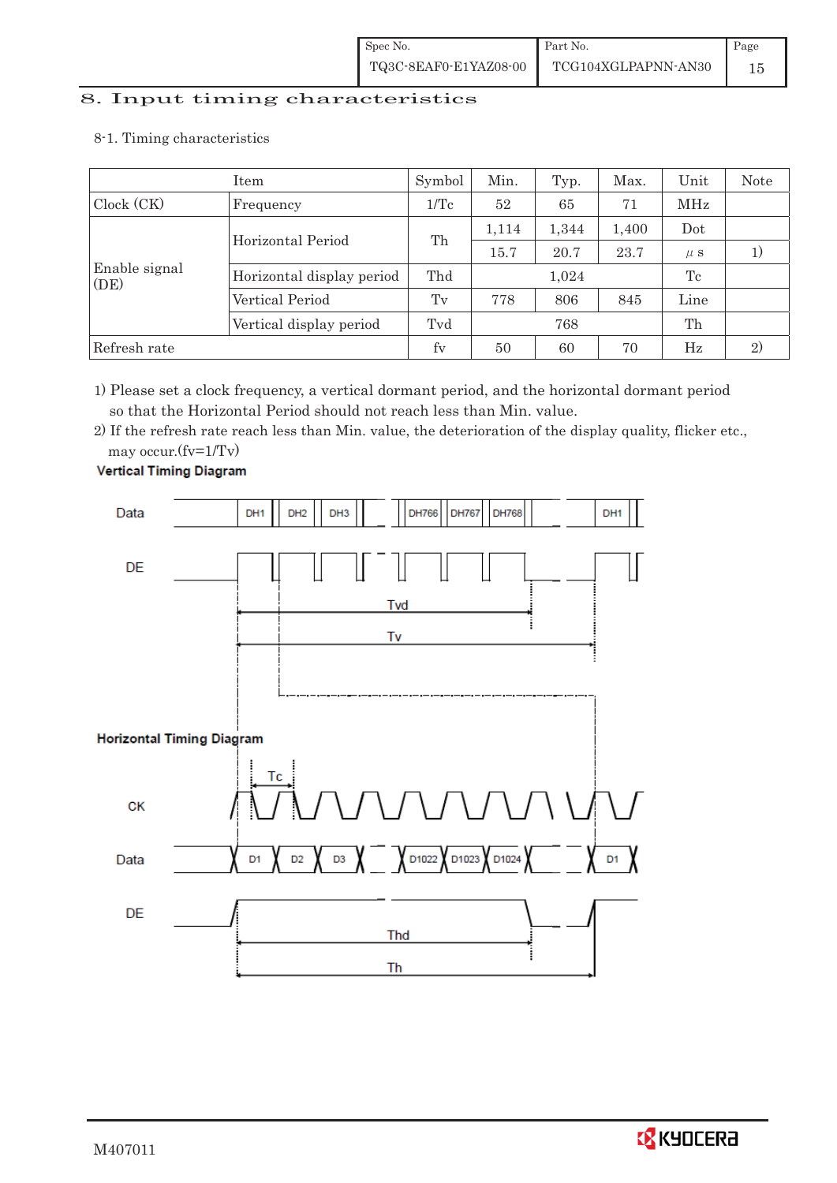# 8. Input timing characteristics

8-1. Timing characteristics

| Item | | Symbol | Min. | Typ. | Max. | Unit | Note |
|---|---|---|---|---|---|---|---|
| Clock (CK) | Frequency | 1/Tc | 52 | 65 | 71 | MHz | |
| Enable signal (DE) | Horizontal Period | Th | 1,114 | 1,344 | 1,400 | Dot | |
| | | | 15.7 | 20.7 | 23.7 | μ s | 1) |
| | Horizontal display period | Thd | | 1,024 | | Tc | |
| | Vertical Period | Tv | 778 | 806 | 845 | Line | |
| | Vertical display period | Tvd | | 768 | | Th | |
| Refresh rate | | fv | 50 | 60 | 70 | Hz | 2) |

1) Please set a clock frequency, a vertical dormant period, and the horizontal dormant period so that the Horizontal Period should not reach less than Min. value.

2) If the refresh rate reach less than Min. value, the deterioration of the display quality, flicker etc., may occur.(fv=1/Tv)

**Vertical Timing Diagram**

Data: DH1, DH2, DH3, DH766, DH767, DH768, DH1

DE

Tvd

Tv

**Horizontal Timing Diagram**

Tc

CK

Data: D1, D2, D3, D1022, D1023, D1024, D1

DE

Thd

Th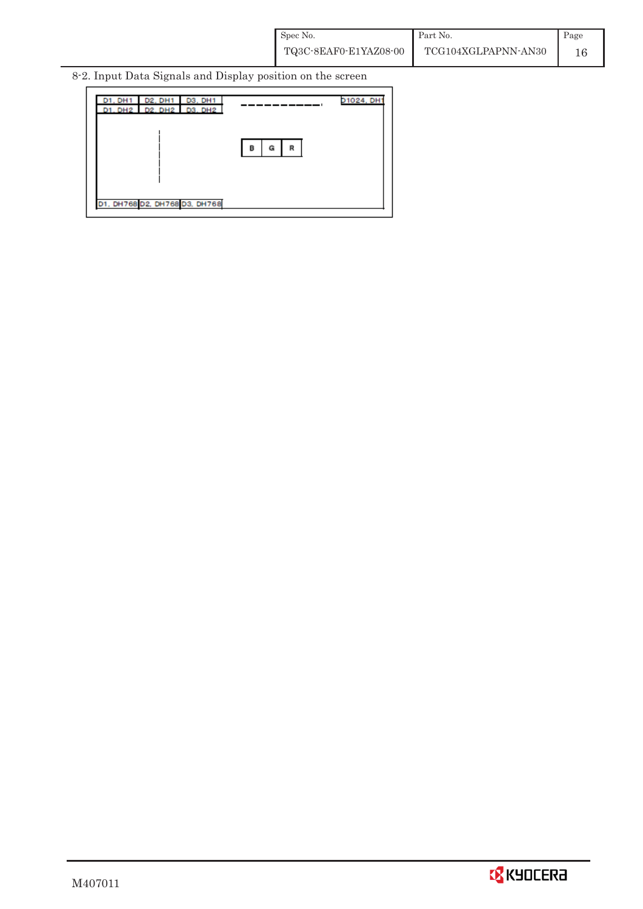8-2. Input Data Signals and Display position on the screen

D1, DH1 | D2, DH1 | D3, DH1 ---------- D1024, DH1

D1, DH2 | D2, DH2 | D3, DH2

B | G | R

D1, DH768 | D2, DH768 | D3, DH768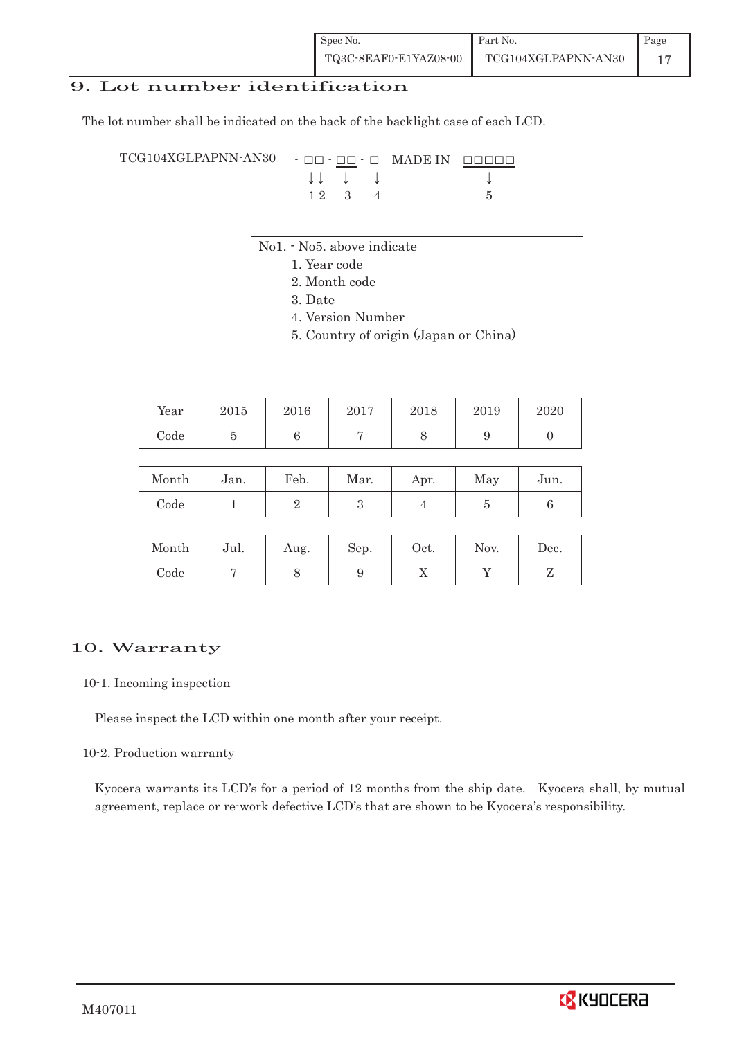## 9. Lot number identification

The lot number shall be indicated on the back of the backlight case of each LCD.

```
TCG104XGLPAPNN-AN30   - □□ - □□ - □   MADE IN  □□□□□
                        ↓↓    ↓    ↓                ↓
                        1 2   3    4                5
```

No1. - No5. above indicate

1. Year code
2. Month code
3. Date
4. Version Number
5. Country of origin (Japan or China)

| Year | 2015 | 2016 | 2017 | 2018 | 2019 | 2020 |
|---|---|---|---|---|---|---|
| Code | 5 | 6 | 7 | 8 | 9 | 0 |

| Month | Jan. | Feb. | Mar. | Apr. | May | Jun. |
|---|---|---|---|---|---|---|
| Code | 1 | 2 | 3 | 4 | 5 | 6 |

| Month | Jul. | Aug. | Sep. | Oct. | Nov. | Dec. |
|---|---|---|---|---|---|---|
| Code | 7 | 8 | 9 | X | Y | Z |

## 10. Warranty

### 10-1. Incoming inspection

Please inspect the LCD within one month after your receipt.

### 10-2. Production warranty

Kyocera warrants its LCD's for a period of 12 months from the ship date. Kyocera shall, by mutual agreement, replace or re-work defective LCD's that are shown to be Kyocera's responsibility.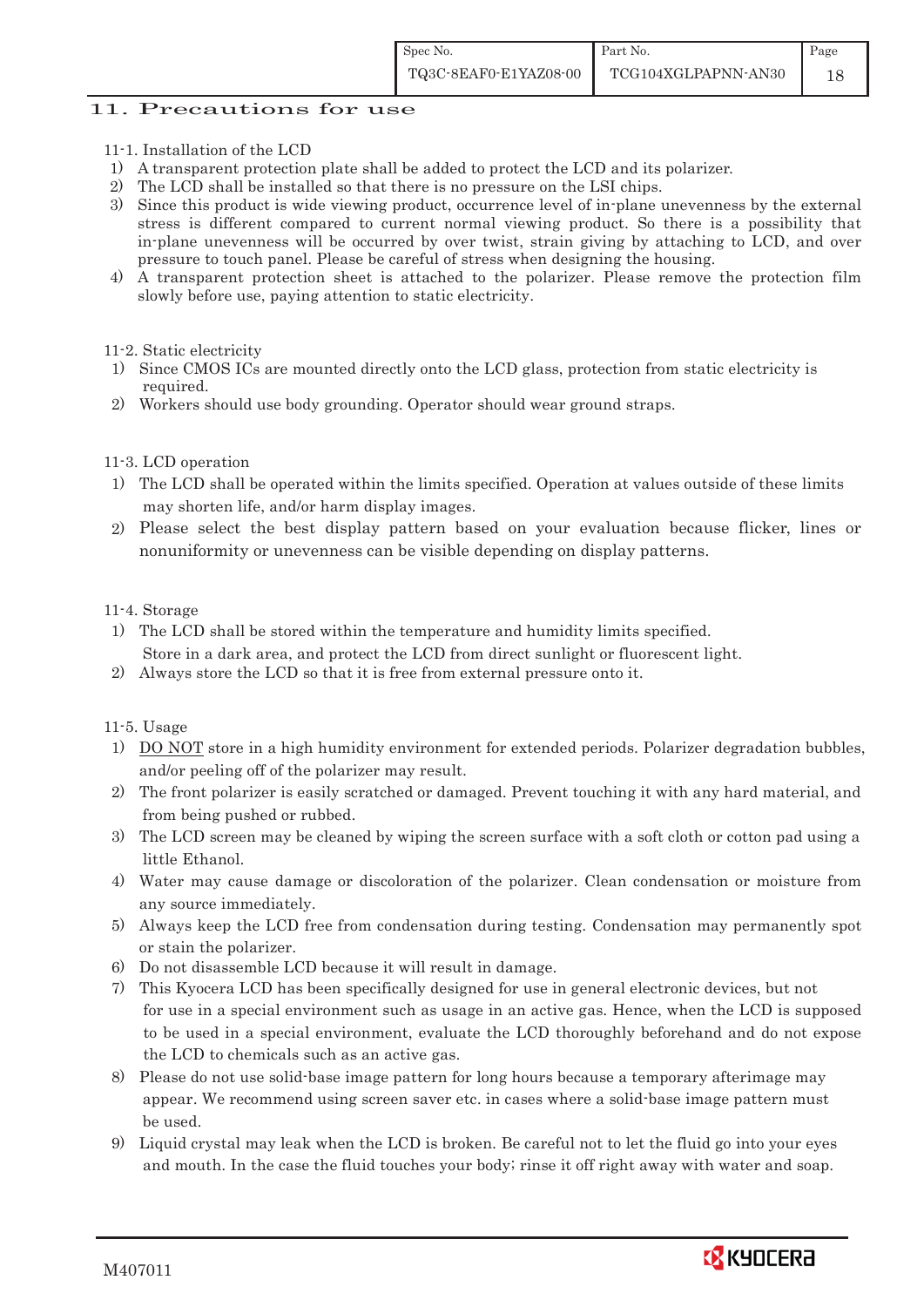## 11. Precautions for use

11-1. Installation of the LCD

1) A transparent protection plate shall be added to protect the LCD and its polarizer.
2) The LCD shall be installed so that there is no pressure on the LSI chips.
3) Since this product is wide viewing product, occurrence level of in-plane unevenness by the external stress is different compared to current normal viewing product. So there is a possibility that in-plane unevenness will be occurred by over twist, strain giving by attaching to LCD, and over pressure to touch panel. Please be careful of stress when designing the housing.
4) A transparent protection sheet is attached to the polarizer. Please remove the protection film slowly before use, paying attention to static electricity.

11-2. Static electricity

1) Since CMOS ICs are mounted directly onto the LCD glass, protection from static electricity is required.
2) Workers should use body grounding. Operator should wear ground straps.

11-3. LCD operation

1) The LCD shall be operated within the limits specified. Operation at values outside of these limits may shorten life, and/or harm display images.
2) Please select the best display pattern based on your evaluation because flicker, lines or nonuniformity or unevenness can be visible depending on display patterns.

11-4. Storage

1) The LCD shall be stored within the temperature and humidity limits specified. Store in a dark area, and protect the LCD from direct sunlight or fluorescent light.
2) Always store the LCD so that it is free from external pressure onto it.

11-5. Usage

1) DO NOT store in a high humidity environment for extended periods. Polarizer degradation bubbles, and/or peeling off of the polarizer may result.
2) The front polarizer is easily scratched or damaged. Prevent touching it with any hard material, and from being pushed or rubbed.
3) The LCD screen may be cleaned by wiping the screen surface with a soft cloth or cotton pad using a little Ethanol.
4) Water may cause damage or discoloration of the polarizer. Clean condensation or moisture from any source immediately.
5) Always keep the LCD free from condensation during testing. Condensation may permanently spot or stain the polarizer.
6) Do not disassemble LCD because it will result in damage.
7) This Kyocera LCD has been specifically designed for use in general electronic devices, but not for use in a special environment such as usage in an active gas. Hence, when the LCD is supposed to be used in a special environment, evaluate the LCD thoroughly beforehand and do not expose the LCD to chemicals such as an active gas.
8) Please do not use solid-base image pattern for long hours because a temporary afterimage may appear. We recommend using screen saver etc. in cases where a solid-base image pattern must be used.
9) Liquid crystal may leak when the LCD is broken. Be careful not to let the fluid go into your eyes and mouth. In the case the fluid touches your body; rinse it off right away with water and soap.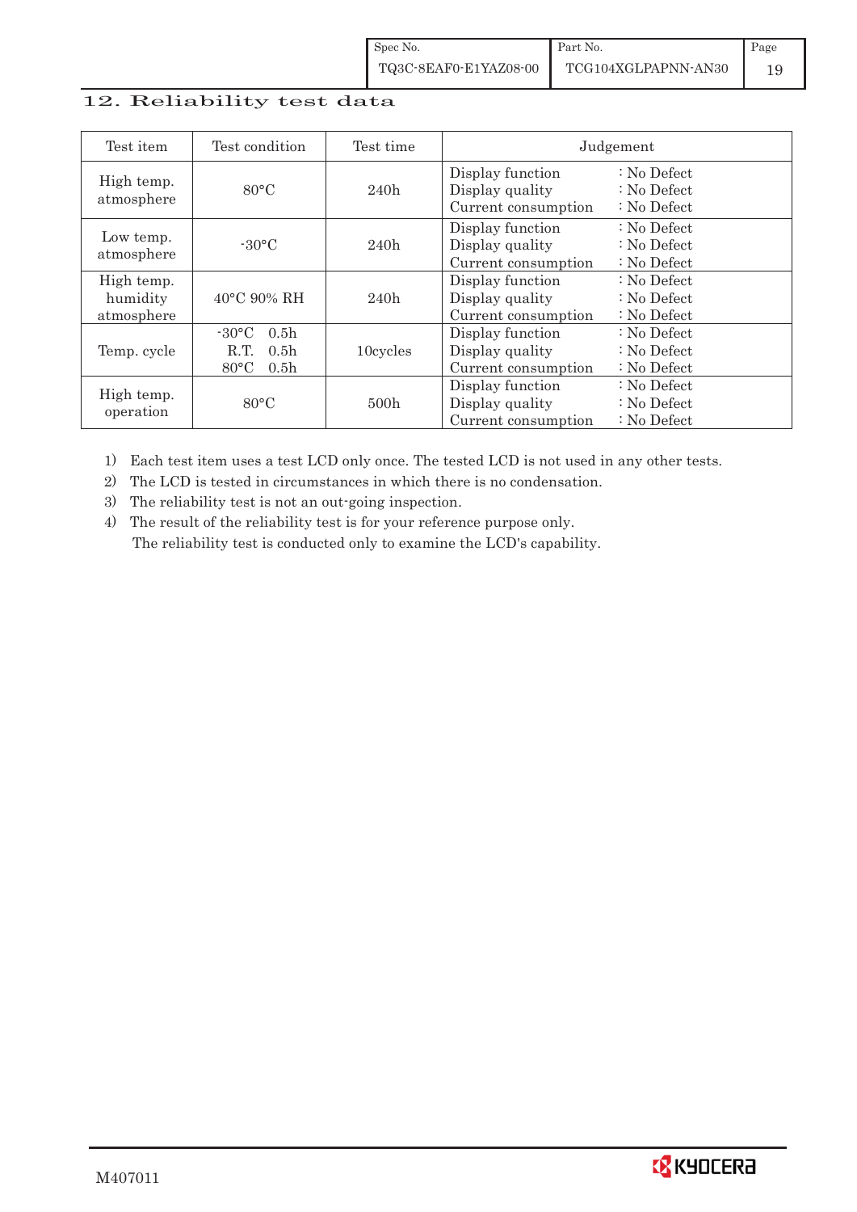## 12. Reliability test data

| Test item | Test condition | Test time | Judgement |
|---|---|---|---|
| High temp. atmosphere | 80°C | 240h | Display function : No Defect<br>Display quality : No Defect<br>Current consumption : No Defect |
| Low temp. atmosphere | -30°C | 240h | Display function : No Defect<br>Display quality : No Defect<br>Current consumption : No Defect |
| High temp. humidity atmosphere | 40°C 90% RH | 240h | Display function : No Defect<br>Display quality : No Defect<br>Current consumption : No Defect |
| Temp. cycle | -30°C 0.5h<br>R.T. 0.5h<br>80°C 0.5h | 10cycles | Display function : No Defect<br>Display quality : No Defect<br>Current consumption : No Defect |
| High temp. operation | 80°C | 500h | Display function : No Defect<br>Display quality : No Defect<br>Current consumption : No Defect |

1) Each test item uses a test LCD only once. The tested LCD is not used in any other tests.
2) The LCD is tested in circumstances in which there is no condensation.
3) The reliability test is not an out-going inspection.
4) The result of the reliability test is for your reference purpose only.
   The reliability test is conducted only to examine the LCD's capability.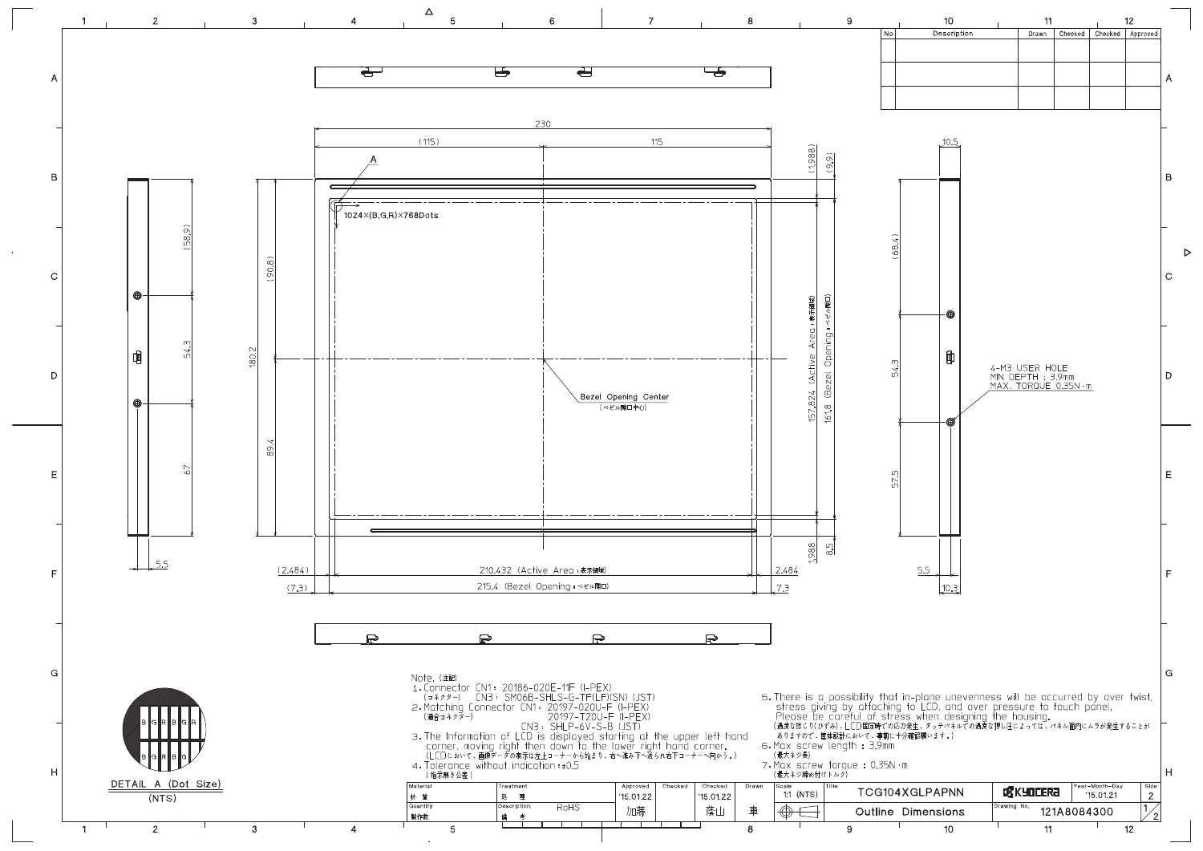| No | Description | Drawn | Checked | Checked | Approved |
|---|---|---|---|---|---|
| | | | | | |
| | | | | | |
| | | | | | |

230

(115) 115

A

1024×(B,G,R)×768Dots

Bezel Opening Center
(ベゼル開口中心)

157.824 (Active Area：表示領域)

161.8 (Bezel Opening：ベゼル開口)

210.432 (Active Area：表示領域)

215.4 (Bezel Opening：ベゼル開口)

(2.484) 2.484

(7.3) 7.3

(1.988) (9.9) 1.988 8.5

180.2 (90.8) 89.4

(58.9) 54.3 67 5.5

10.5 (68.4) 54.3 57.5 5.5 10.3

4-M3 USER HOLE
MIN DEPTH : 3.9mm
MAX. TORQUE 0.35N・m

DETAIL A (Dot Size)
(NTS)

Note. (注記)

1. Connector CN1 : 20186-020E-11F (I-PEX)
   (コネクター) CN3 : SM06B-SHLS-G-TF(LF)(SN) (JST)
2. Matching Connector CN1 : 20197-020U-F (I-PEX)
   (適合コネクター) 20197-T20U-F (I-PEX)
   CN3 : SHLP-6V-S-B (JST)
3. The Information of LCD is displayed starting at the upper left hand corner, moving right then down to the lower right hand corner.
   (LCDにおいて、画像データの表示は左上コーナーから始まり、右へ進み下へ送られ右下コーナーへ向かう。)
4. Tolerance without indication : ±0.5
   (指示無き公差)
5. There is a possibility that in-plane unevenness will be occurred by over twist, stress giving by attaching to LCD, and over pressure to touch panel.
   Please be careful of stress when designing the housing.
   (過度な捻じり(ひずみ)、LCD固定時での応力発生、タッチパネルでの過度な押し圧によっては、パネル面内にムラが発生することがありますので、筐体設計において、事前に十分確認願います。)
6. Max screw length : 3.9mm
   (最大ネジ長)
7. Max screw torque : 0.35N・m
   (最大ネジ締め付けトルク)

| Material 材質 | Treatment 処理 | Approved '15.01.22 加藤 | Checked | Checked '15.01.22 藤山 | Drawn 車 | Scale 1:1 (NTS) | Title TCG104XGLPAPNN | KYOCERA | Year-Month-Day '15.01.21 | Size 2 |
|---|---|---|---|---|---|---|---|---|---|---|
| Quantity 製作数 | Description 備考 RoHS | | | | | | Outline Dimensions | Drawing No. 121A8084300 | | 1/2 |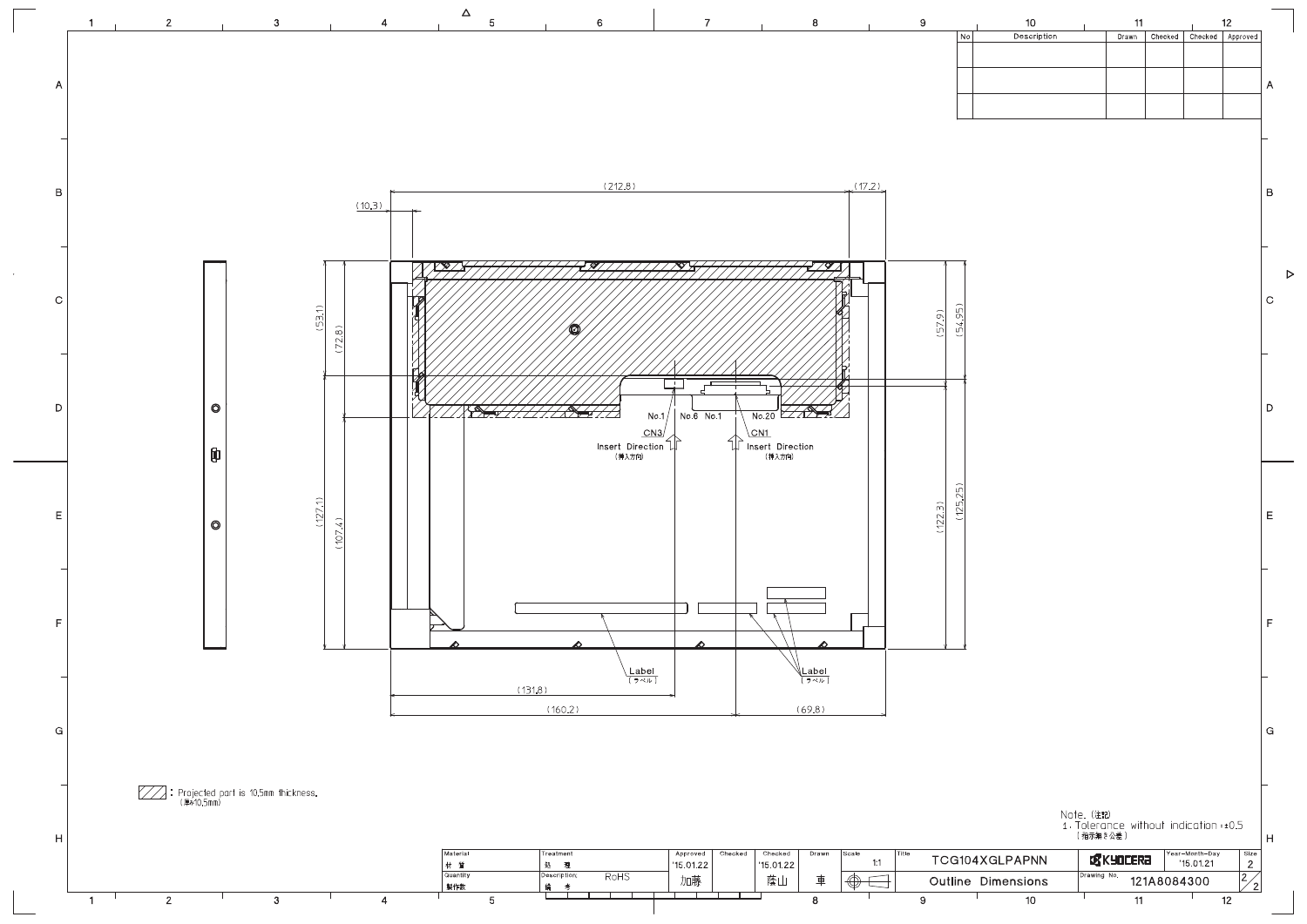| No | Description | Drawn | Checked | Checked | Approved |
|---|---|---|---|---|---|
| | | | | | |
| | | | | | |
| | | | | | |

(212.8) (17.2) (10.3)

(53.1) (72.8) (127.1) (107.4)

(57.9) (54.95) (122.3) (125.25)

No.1 No.6 No.1 No.20

CN3 CN1

Insert Direction (挿入方向)

Insert Direction (挿入方向)

Label (ラベル)

Label (ラベル)

(131.8)

(160.2) (69.8)

▨ : Projected part is 10.5mm thickness. (厚み10.5mm)

Note. (注記)
1. Tolerance without indication : ±0.5 (指示無き公差)

| Material 材質 | Treatment 処理 | Approved | Checked | Checked | Drawn | Scale | Title | | Year-Month-Day | Size |
|---|---|---|---|---|---|---|---|---|---|---|
| | | '15.01.22 | | '15.01.22 | | 1:1 | TCG104XGLPAPNN | KYOCERA | '15.01.21 | 2 |
| Quantity 製作数 | Description 備考 RoHS | 加藤 | | 藤山 | 車 | | Outline Dimensions | Drawing No. 121A8084300 | | 2/2 |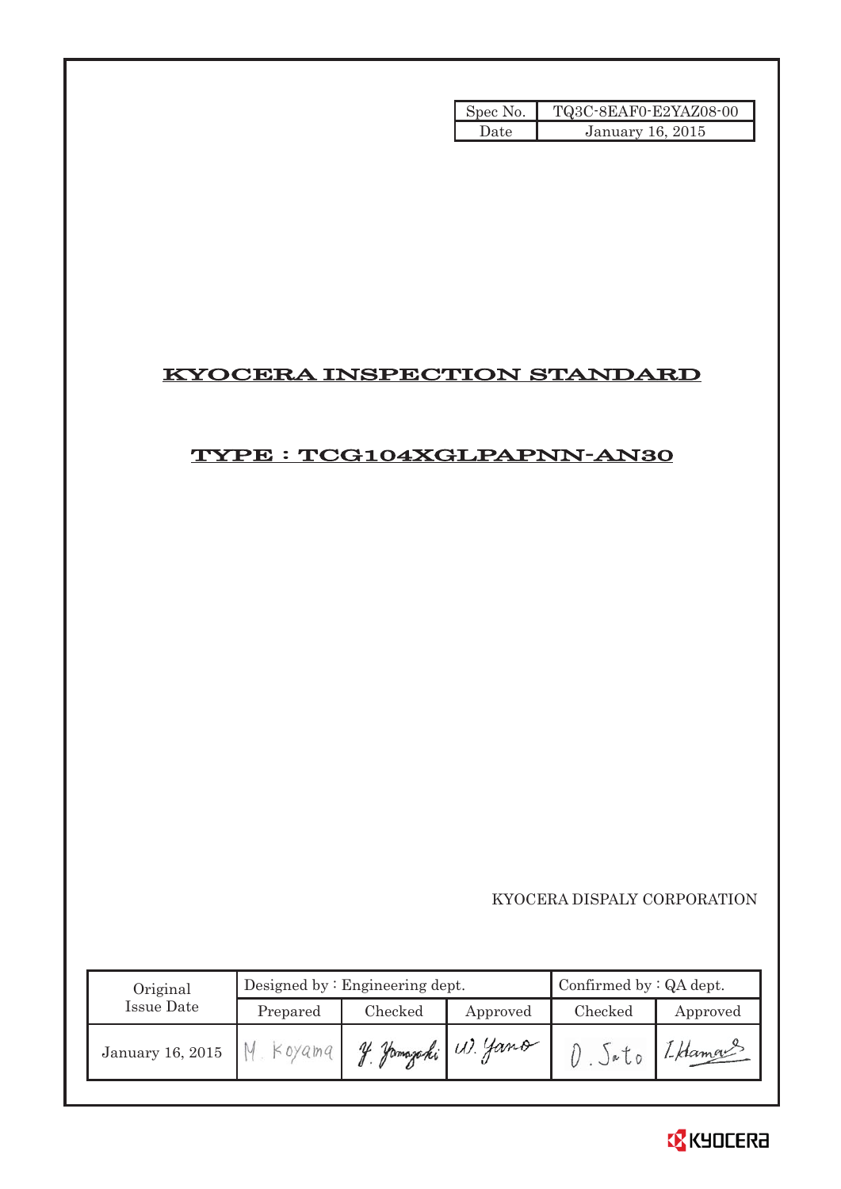| Spec No. | TQ3C-8EAF0-E2YAZ08-00 |
| --- | --- |
| Date | January 16, 2015 |

# KYOCERA INSPECTION STANDARD

## TYPE : TCG104XGLPAPNN-AN30

KYOCERA DISPALY CORPORATION

| Original Issue Date | Designed by : Engineering dept. | | | Confirmed by : QA dept. | |
| --- | --- | --- | --- | --- | --- |
| | Prepared | Checked | Approved | Checked | Approved |
| January 16, 2015 | M. Koyama | Y. Yamazaki | W. Yano | O. Sato | I. Hamao |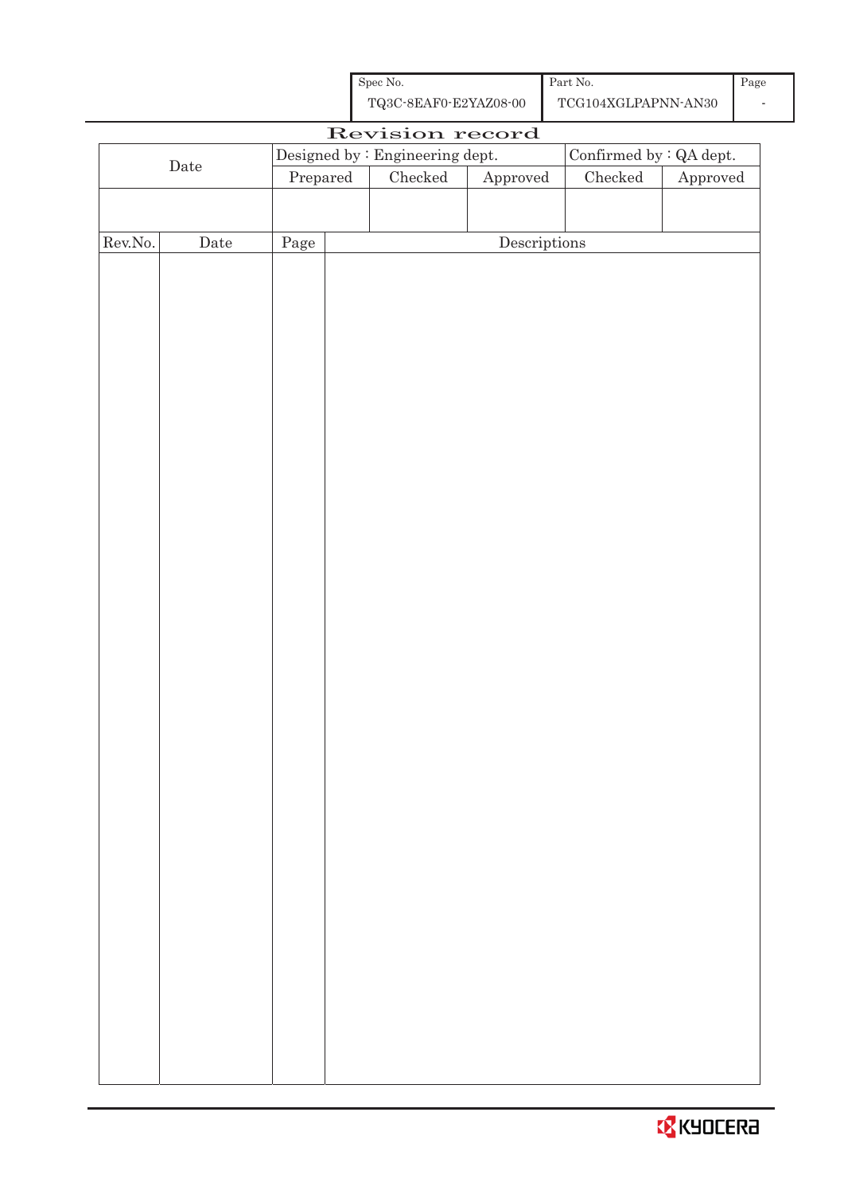| Spec No. | Part No. | Page |
|---|---|---|
| TQ3C-8EAF0-E2YAZ08-00 | TCG104XGLPAPNN-AN30 | - |

# Revision record

| Date | Designed by : Engineering dept. | | | Confirmed by : QA dept. | |
|---|---|---|---|---|---|
| | Prepared | Checked | Approved | Checked | Approved |
| | | | | | |

| Rev.No. | Date | Page | Descriptions |
|---|---|---|---|
| | | | |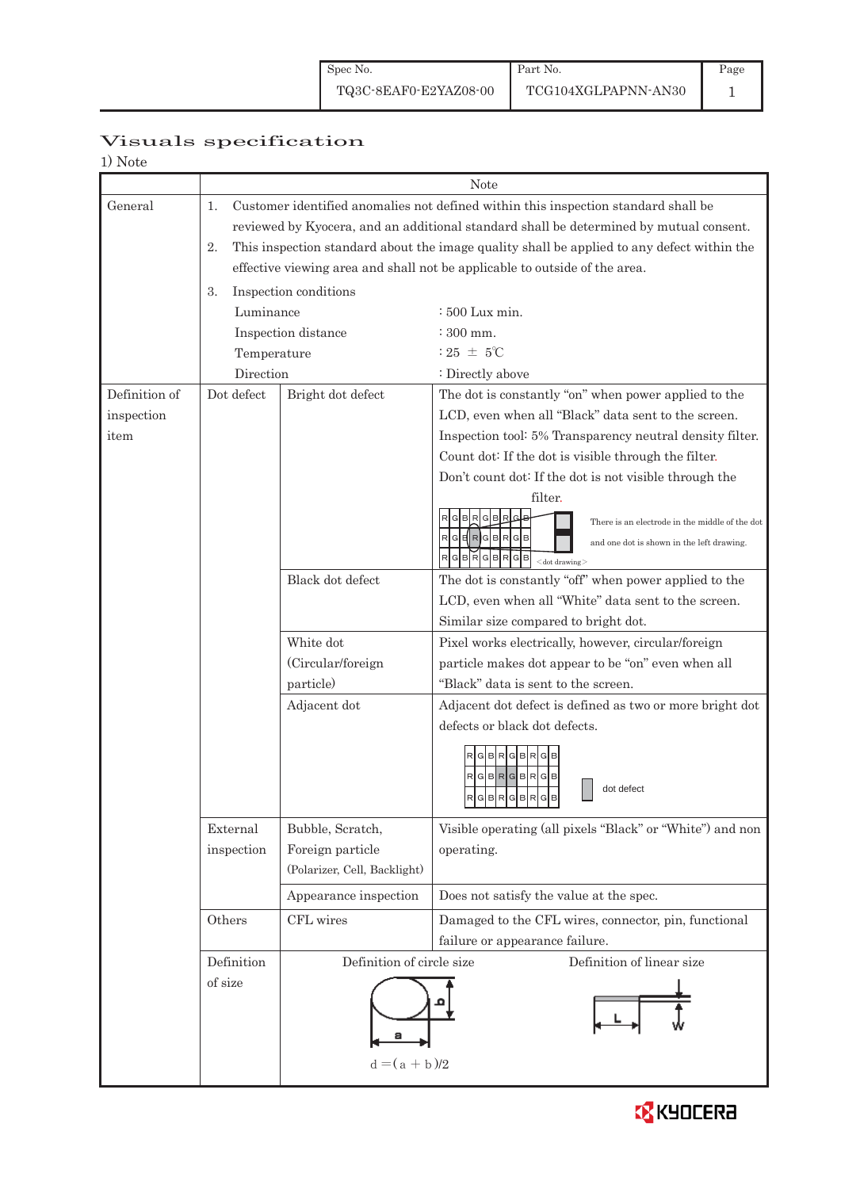| Spec No. | Part No. | Page |
|---|---|---|
| TQ3C-8EAF0-E2YAZ08-00 | TCG104XGLPAPNN-AN30 | 1 |

# Visuals specification

1) Note

| | | | Note |
|---|---|---|---|
| General | 1. Customer identified anomalies not defined within this inspection standard shall be reviewed by Kyocera, and an additional standard shall be determined by mutual consent.<br>2. This inspection standard about the image quality shall be applied to any defect within the effective viewing area and shall not be applicable to outside of the area.<br>3. Inspection conditions<br>Luminance : 500 Lux min.<br>Inspection distance : 300 mm.<br>Temperature : 25 ± 5℃<br>Direction : Directly above | | |
| Definition of inspection item | Dot defect | Bright dot defect | The dot is constantly "on" when power applied to the LCD, even when all "Black" data sent to the screen.<br>Inspection tool: 5% Transparency neutral density filter.<br>Count dot: If the dot is visible through the filter.<br>Don't count dot: If the dot is not visible through the filter.<br>There is an electrode in the middle of the dot and one dot is shown in the left drawing.<br><dot drawing> |
| | | Black dot defect | The dot is constantly "off" when power applied to the LCD, even when all "White" data sent to the screen.<br>Similar size compared to bright dot. |
| | | White dot (Circular/foreign particle) | Pixel works electrically, however, circular/foreign particle makes dot appear to be "on" even when all "Black" data is sent to the screen. |
| | | Adjacent dot | Adjacent dot defect is defined as two or more bright dot defects or black dot defects.<br>dot defect |
| | External inspection | Bubble, Scratch, Foreign particle (Polarizer, Cell, Backlight) | Visible operating (all pixels "Black" or "White") and non operating. |
| | | Appearance inspection | Does not satisfy the value at the spec. |
| | Others | CFL wires | Damaged to the CFL wires, connector, pin, functional failure or appearance failure. |
| | Definition of size | Definition of circle size<br>$d = (a + b)/2$ | Definition of linear size<br>L, W |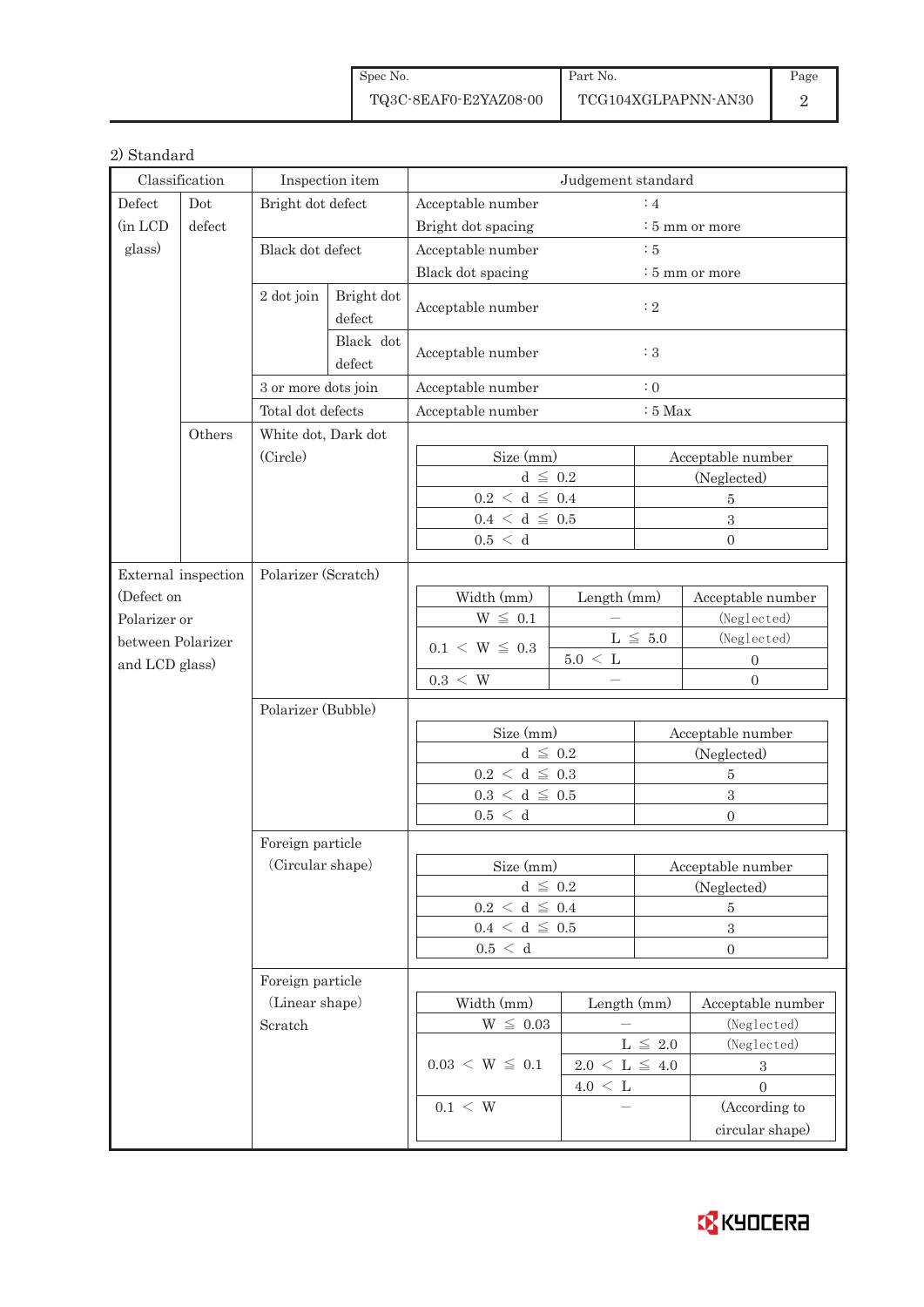2) Standard

| Classification | | Inspection item | | Judgement standard | |
|---|---|---|---|---|---|
| Defect (in LCD glass) | Dot defect | Bright dot defect | | Acceptable number<br>Bright dot spacing | : 4<br>: 5 mm or more |
| | | Black dot defect | | Acceptable number<br>Black dot spacing | : 5<br>: 5 mm or more |
| | | 2 dot join | Bright dot defect | Acceptable number | : 2 |
| | | | Black dot defect | Acceptable number | : 3 |
| | | 3 or more dots join | | Acceptable number | : 0 |
| | | Total dot defects | | Acceptable number | : 5 Max |
| | Others | White dot, Dark dot (Circle) | | See table below | |

White dot, Dark dot (Circle):

| Size (mm) | Acceptable number |
|---|---|
| $d \leqq 0.2$ | (Neglected) |
| $0.2 < d \leqq 0.4$ | 5 |
| $0.4 < d \leqq 0.5$ | 3 |
| $0.5 < d$ | 0 |

External inspection (Defect on Polarizer or between Polarizer and LCD glass)

Polarizer (Scratch):

| Width (mm) | Length (mm) | Acceptable number |
|---|---|---|
| $W \leqq 0.1$ | — | (Neglected) |
| $0.1 < W \leqq 0.3$ | $L \leqq 5.0$ | (Neglected) |
| | $5.0 < L$ | 0 |
| $0.3 < W$ | — | 0 |

Polarizer (Bubble):

| Size (mm) | Acceptable number |
|---|---|
| $d \leqq 0.2$ | (Neglected) |
| $0.2 < d \leqq 0.3$ | 5 |
| $0.3 < d \leqq 0.5$ | 3 |
| $0.5 < d$ | 0 |

Foreign particle (Circular shape):

| Size (mm) | Acceptable number |
|---|---|
| $d \leqq 0.2$ | (Neglected) |
| $0.2 < d \leqq 0.4$ | 5 |
| $0.4 < d \leqq 0.5$ | 3 |
| $0.5 < d$ | 0 |

Foreign particle (Linear shape) Scratch:

| Width (mm) | Length (mm) | Acceptable number |
|---|---|---|
| $W \leqq 0.03$ | — | (Neglected) |
| $0.03 < W \leqq 0.1$ | $L \leqq 2.0$ | (Neglected) |
| | $2.0 < L \leqq 4.0$ | 3 |
| | $4.0 < L$ | 0 |
| $0.1 < W$ | — | (According to circular shape) |